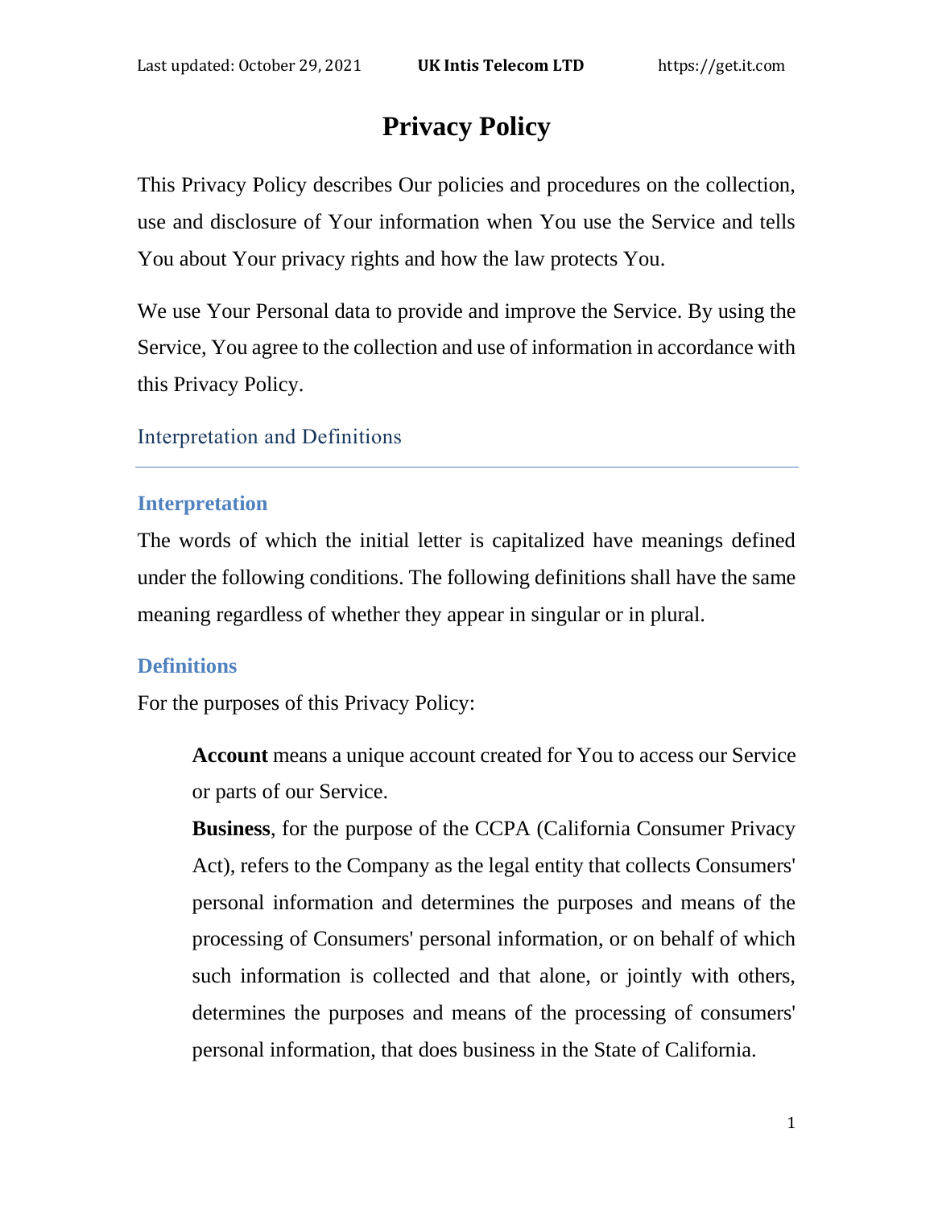# Privacy Policy

This Privacy Policy describes Our policies and procedures on the collection, use and disclosure of Your information when You use the Service and tells You about Your privacy rights and how the law protects You.

We use Your Personal data to provide and improve the Service. By using the Service, You agree to the collection and use of information in accordance with this Privacy Policy.

## Interpretation and Definitions

### Interpretation

The words of which the initial letter is capitalized have meanings defined under the following conditions. The following definitions shall have the same meaning regardless of whether they appear in singular or in plural.

### Definitions

For the purposes of this Privacy Policy:

**Account** means a unique account created for You to access our Service or parts of our Service.

**Business**, for the purpose of the CCPA (California Consumer Privacy Act), refers to the Company as the legal entity that collects Consumers' personal information and determines the purposes and means of the processing of Consumers' personal information, or on behalf of which such information is collected and that alone, or jointly with others, determines the purposes and means of the processing of consumers' personal information, that does business in the State of California.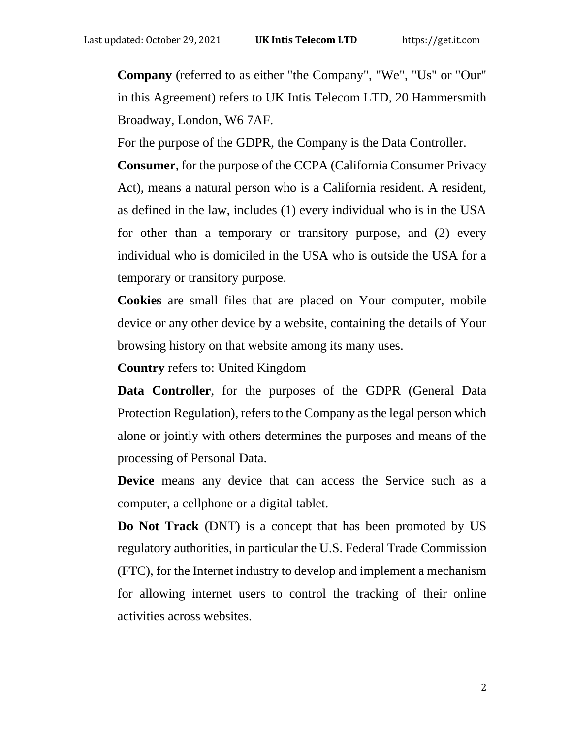**Company** (referred to as either "the Company", "We", "Us" or "Our" in this Agreement) refers to UK Intis Telecom LTD, 20 Hammersmith Broadway, London, W6 7AF.

For the purpose of the GDPR, the Company is the Data Controller.

**Consumer**, for the purpose of the CCPA (California Consumer Privacy Act), means a natural person who is a California resident. A resident, as defined in the law, includes (1) every individual who is in the USA for other than a temporary or transitory purpose, and (2) every individual who is domiciled in the USA who is outside the USA for a temporary or transitory purpose.

**Cookies** are small files that are placed on Your computer, mobile device or any other device by a website, containing the details of Your browsing history on that website among its many uses.

**Country** refers to: United Kingdom

**Data Controller**, for the purposes of the GDPR (General Data Protection Regulation), refers to the Company as the legal person which alone or jointly with others determines the purposes and means of the processing of Personal Data.

**Device** means any device that can access the Service such as a computer, a cellphone or a digital tablet.

**Do Not Track** (DNT) is a concept that has been promoted by US regulatory authorities, in particular the U.S. Federal Trade Commission (FTC), for the Internet industry to develop and implement a mechanism for allowing internet users to control the tracking of their online activities across websites.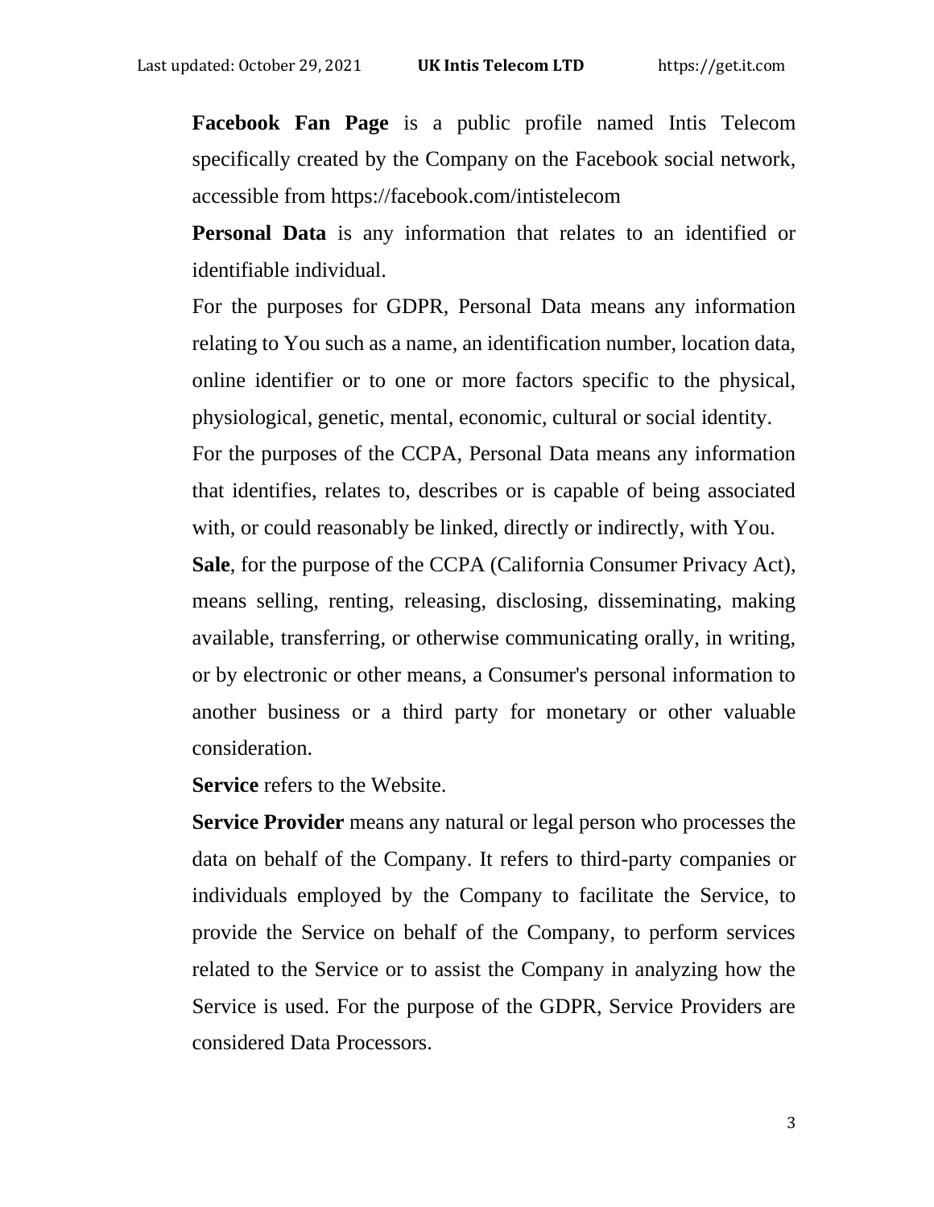**Facebook Fan Page** is a public profile named Intis Telecom specifically created by the Company on the Facebook social network, accessible from https://facebook.com/intistelecom

**Personal Data** is any information that relates to an identified or identifiable individual.

For the purposes for GDPR, Personal Data means any information relating to You such as a name, an identification number, location data, online identifier or to one or more factors specific to the physical, physiological, genetic, mental, economic, cultural or social identity.

For the purposes of the CCPA, Personal Data means any information that identifies, relates to, describes or is capable of being associated with, or could reasonably be linked, directly or indirectly, with You.

**Sale**, for the purpose of the CCPA (California Consumer Privacy Act), means selling, renting, releasing, disclosing, disseminating, making available, transferring, or otherwise communicating orally, in writing, or by electronic or other means, a Consumer's personal information to another business or a third party for monetary or other valuable consideration.

**Service** refers to the Website.

**Service Provider** means any natural or legal person who processes the data on behalf of the Company. It refers to third-party companies or individuals employed by the Company to facilitate the Service, to provide the Service on behalf of the Company, to perform services related to the Service or to assist the Company in analyzing how the Service is used. For the purpose of the GDPR, Service Providers are considered Data Processors.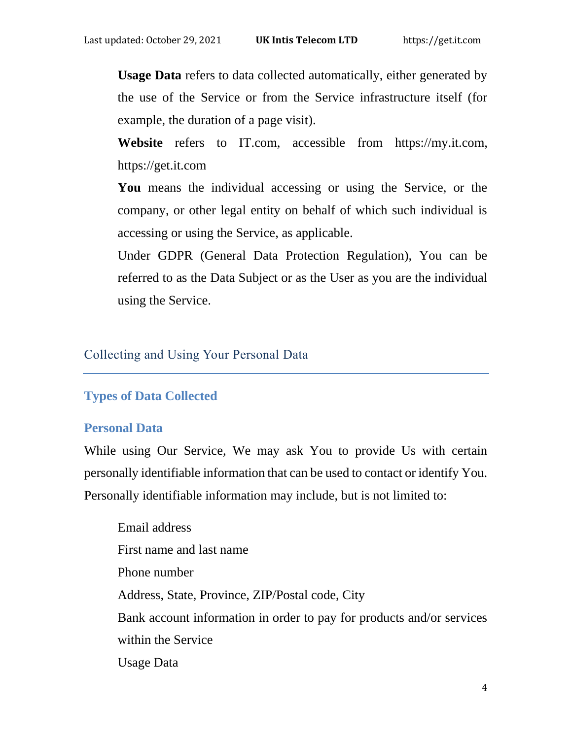**Usage Data** refers to data collected automatically, either generated by the use of the Service or from the Service infrastructure itself (for example, the duration of a page visit).

**Website** refers to IT.com, accessible from https://my.it.com, https://get.it.com

**You** means the individual accessing or using the Service, or the company, or other legal entity on behalf of which such individual is accessing or using the Service, as applicable.

Under GDPR (General Data Protection Regulation), You can be referred to as the Data Subject or as the User as you are the individual using the Service.

## Collecting and Using Your Personal Data

### Types of Data Collected

### Personal Data

While using Our Service, We may ask You to provide Us with certain personally identifiable information that can be used to contact or identify You. Personally identifiable information may include, but is not limited to:

- Email address
- First name and last name
- Phone number
- Address, State, Province, ZIP/Postal code, City
- Bank account information in order to pay for products and/or services within the Service
- Usage Data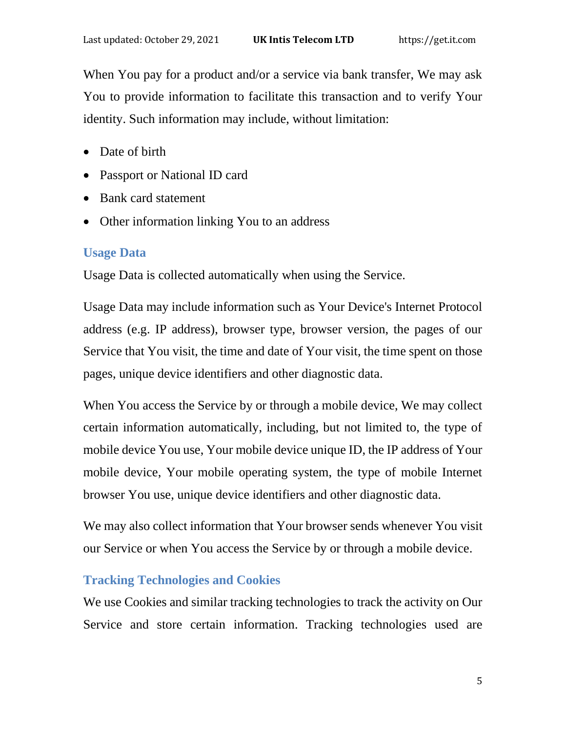When You pay for a product and/or a service via bank transfer, We may ask You to provide information to facilitate this transaction and to verify Your identity. Such information may include, without limitation:

- Date of birth
- Passport or National ID card
- Bank card statement
- Other information linking You to an address

### Usage Data

Usage Data is collected automatically when using the Service.

Usage Data may include information such as Your Device's Internet Protocol address (e.g. IP address), browser type, browser version, the pages of our Service that You visit, the time and date of Your visit, the time spent on those pages, unique device identifiers and other diagnostic data.

When You access the Service by or through a mobile device, We may collect certain information automatically, including, but not limited to, the type of mobile device You use, Your mobile device unique ID, the IP address of Your mobile device, Your mobile operating system, the type of mobile Internet browser You use, unique device identifiers and other diagnostic data.

We may also collect information that Your browser sends whenever You visit our Service or when You access the Service by or through a mobile device.

### Tracking Technologies and Cookies

We use Cookies and similar tracking technologies to track the activity on Our Service and store certain information. Tracking technologies used are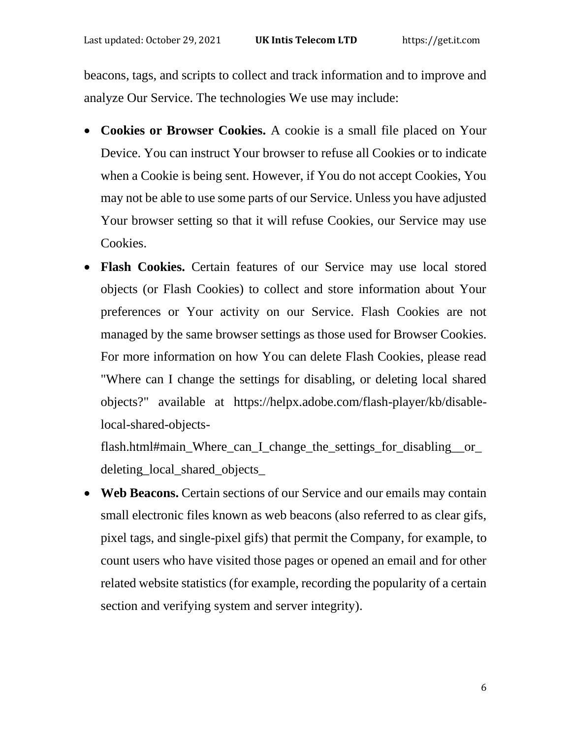beacons, tags, and scripts to collect and track information and to improve and analyze Our Service. The technologies We use may include:

- **Cookies or Browser Cookies.** A cookie is a small file placed on Your Device. You can instruct Your browser to refuse all Cookies or to indicate when a Cookie is being sent. However, if You do not accept Cookies, You may not be able to use some parts of our Service. Unless you have adjusted Your browser setting so that it will refuse Cookies, our Service may use Cookies.
- **Flash Cookies.** Certain features of our Service may use local stored objects (or Flash Cookies) to collect and store information about Your preferences or Your activity on our Service. Flash Cookies are not managed by the same browser settings as those used for Browser Cookies. For more information on how You can delete Flash Cookies, please read "Where can I change the settings for disabling, or deleting local shared objects?" available at https://helpx.adobe.com/flash-player/kb/disable-local-shared-objects-flash.html#main_Where_can_I_change_the_settings_for_disabling__or_deleting_local_shared_objects_
- **Web Beacons.** Certain sections of our Service and our emails may contain small electronic files known as web beacons (also referred to as clear gifs, pixel tags, and single-pixel gifs) that permit the Company, for example, to count users who have visited those pages or opened an email and for other related website statistics (for example, recording the popularity of a certain section and verifying system and server integrity).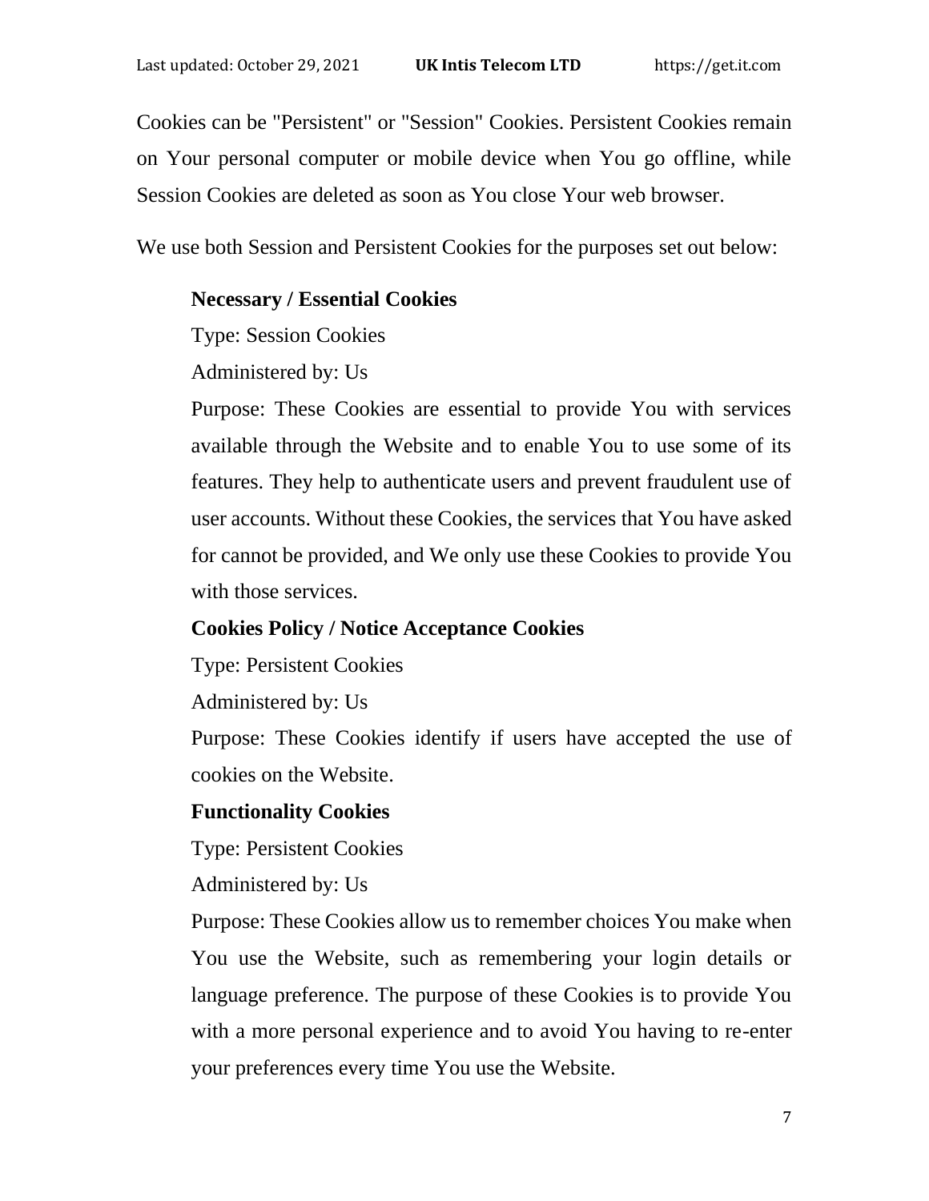Cookies can be "Persistent" or "Session" Cookies. Persistent Cookies remain on Your personal computer or mobile device when You go offline, while Session Cookies are deleted as soon as You close Your web browser.

We use both Session and Persistent Cookies for the purposes set out below:

**Necessary / Essential Cookies**

Type: Session Cookies

Administered by: Us

Purpose: These Cookies are essential to provide You with services available through the Website and to enable You to use some of its features. They help to authenticate users and prevent fraudulent use of user accounts. Without these Cookies, the services that You have asked for cannot be provided, and We only use these Cookies to provide You with those services.

**Cookies Policy / Notice Acceptance Cookies**

Type: Persistent Cookies

Administered by: Us

Purpose: These Cookies identify if users have accepted the use of cookies on the Website.

**Functionality Cookies**

Type: Persistent Cookies

Administered by: Us

Purpose: These Cookies allow us to remember choices You make when You use the Website, such as remembering your login details or language preference. The purpose of these Cookies is to provide You with a more personal experience and to avoid You having to re-enter your preferences every time You use the Website.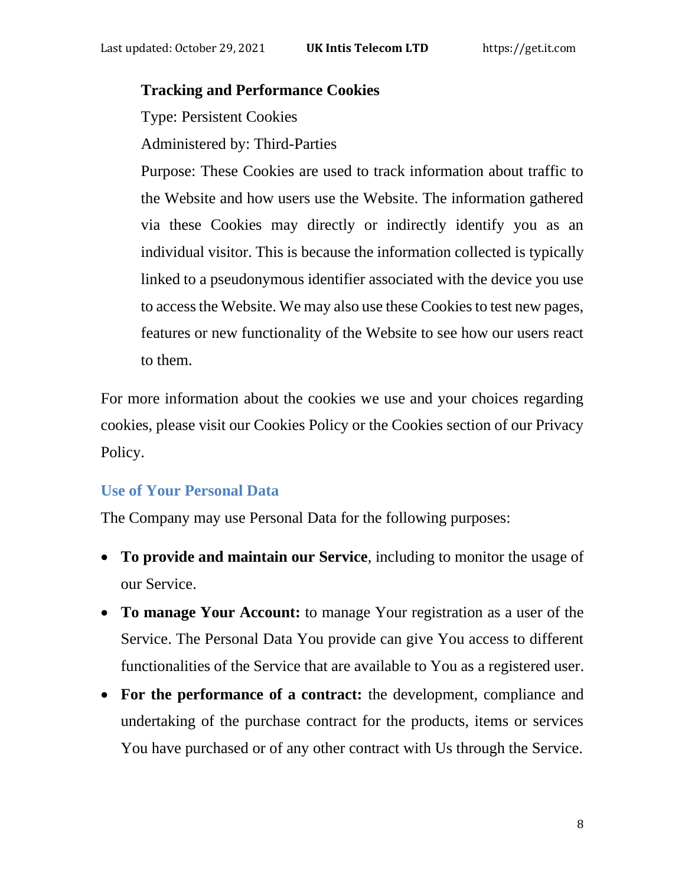**Tracking and Performance Cookies**

Type: Persistent Cookies

Administered by: Third-Parties

Purpose: These Cookies are used to track information about traffic to the Website and how users use the Website. The information gathered via these Cookies may directly or indirectly identify you as an individual visitor. This is because the information collected is typically linked to a pseudonymous identifier associated with the device you use to access the Website. We may also use these Cookies to test new pages, features or new functionality of the Website to see how our users react to them.

For more information about the cookies we use and your choices regarding cookies, please visit our Cookies Policy or the Cookies section of our Privacy Policy.

### Use of Your Personal Data

The Company may use Personal Data for the following purposes:

- **To provide and maintain our Service**, including to monitor the usage of our Service.
- **To manage Your Account:** to manage Your registration as a user of the Service. The Personal Data You provide can give You access to different functionalities of the Service that are available to You as a registered user.
- **For the performance of a contract:** the development, compliance and undertaking of the purchase contract for the products, items or services You have purchased or of any other contract with Us through the Service.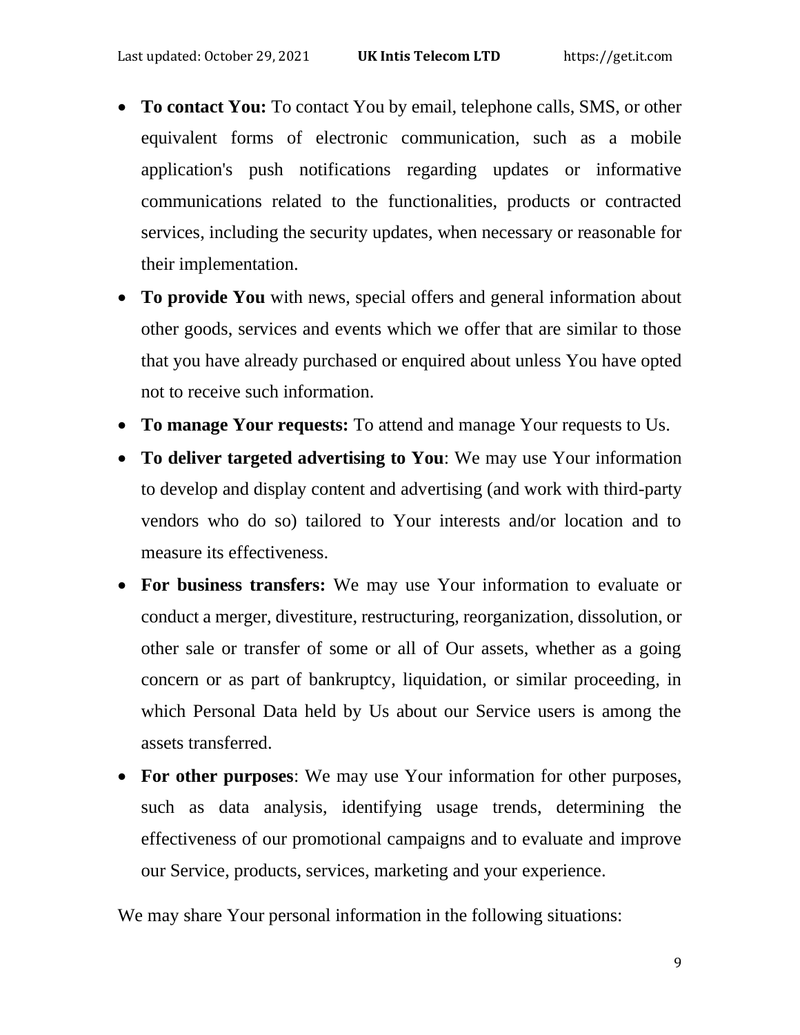- **To contact You:** To contact You by email, telephone calls, SMS, or other equivalent forms of electronic communication, such as a mobile application's push notifications regarding updates or informative communications related to the functionalities, products or contracted services, including the security updates, when necessary or reasonable for their implementation.
- **To provide You** with news, special offers and general information about other goods, services and events which we offer that are similar to those that you have already purchased or enquired about unless You have opted not to receive such information.
- **To manage Your requests:** To attend and manage Your requests to Us.
- **To deliver targeted advertising to You**: We may use Your information to develop and display content and advertising (and work with third-party vendors who do so) tailored to Your interests and/or location and to measure its effectiveness.
- **For business transfers:** We may use Your information to evaluate or conduct a merger, divestiture, restructuring, reorganization, dissolution, or other sale or transfer of some or all of Our assets, whether as a going concern or as part of bankruptcy, liquidation, or similar proceeding, in which Personal Data held by Us about our Service users is among the assets transferred.
- **For other purposes**: We may use Your information for other purposes, such as data analysis, identifying usage trends, determining the effectiveness of our promotional campaigns and to evaluate and improve our Service, products, services, marketing and your experience.

We may share Your personal information in the following situations: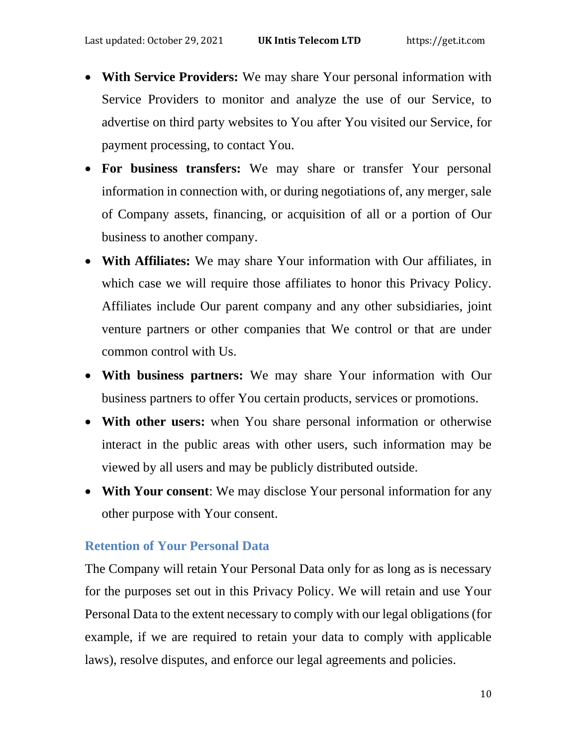- **With Service Providers:** We may share Your personal information with Service Providers to monitor and analyze the use of our Service, to advertise on third party websites to You after You visited our Service, for payment processing, to contact You.
- **For business transfers:** We may share or transfer Your personal information in connection with, or during negotiations of, any merger, sale of Company assets, financing, or acquisition of all or a portion of Our business to another company.
- **With Affiliates:** We may share Your information with Our affiliates, in which case we will require those affiliates to honor this Privacy Policy. Affiliates include Our parent company and any other subsidiaries, joint venture partners or other companies that We control or that are under common control with Us.
- **With business partners:** We may share Your information with Our business partners to offer You certain products, services or promotions.
- **With other users:** when You share personal information or otherwise interact in the public areas with other users, such information may be viewed by all users and may be publicly distributed outside.
- **With Your consent**: We may disclose Your personal information for any other purpose with Your consent.

### Retention of Your Personal Data

The Company will retain Your Personal Data only for as long as is necessary for the purposes set out in this Privacy Policy. We will retain and use Your Personal Data to the extent necessary to comply with our legal obligations (for example, if we are required to retain your data to comply with applicable laws), resolve disputes, and enforce our legal agreements and policies.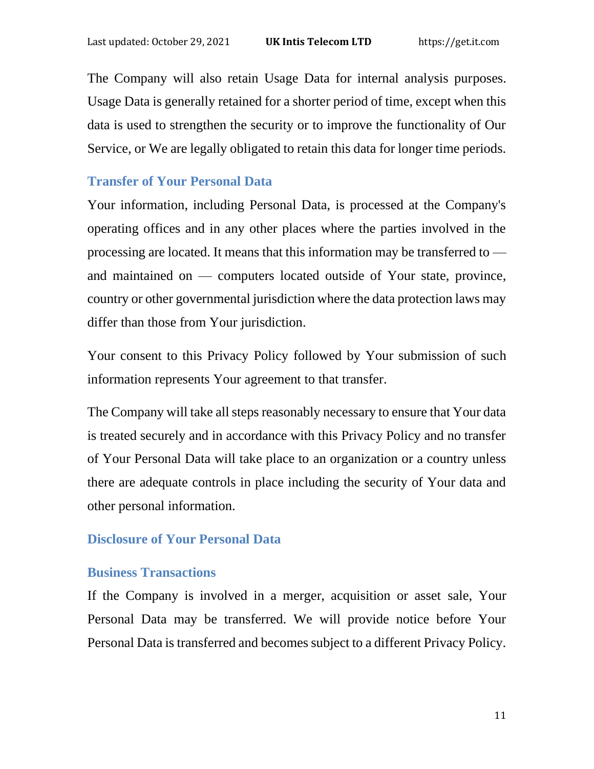The Company will also retain Usage Data for internal analysis purposes. Usage Data is generally retained for a shorter period of time, except when this data is used to strengthen the security or to improve the functionality of Our Service, or We are legally obligated to retain this data for longer time periods.

## Transfer of Your Personal Data

Your information, including Personal Data, is processed at the Company's operating offices and in any other places where the parties involved in the processing are located. It means that this information may be transferred to — and maintained on — computers located outside of Your state, province, country or other governmental jurisdiction where the data protection laws may differ than those from Your jurisdiction.

Your consent to this Privacy Policy followed by Your submission of such information represents Your agreement to that transfer.

The Company will take all steps reasonably necessary to ensure that Your data is treated securely and in accordance with this Privacy Policy and no transfer of Your Personal Data will take place to an organization or a country unless there are adequate controls in place including the security of Your data and other personal information.

## Disclosure of Your Personal Data

### Business Transactions

If the Company is involved in a merger, acquisition or asset sale, Your Personal Data may be transferred. We will provide notice before Your Personal Data is transferred and becomes subject to a different Privacy Policy.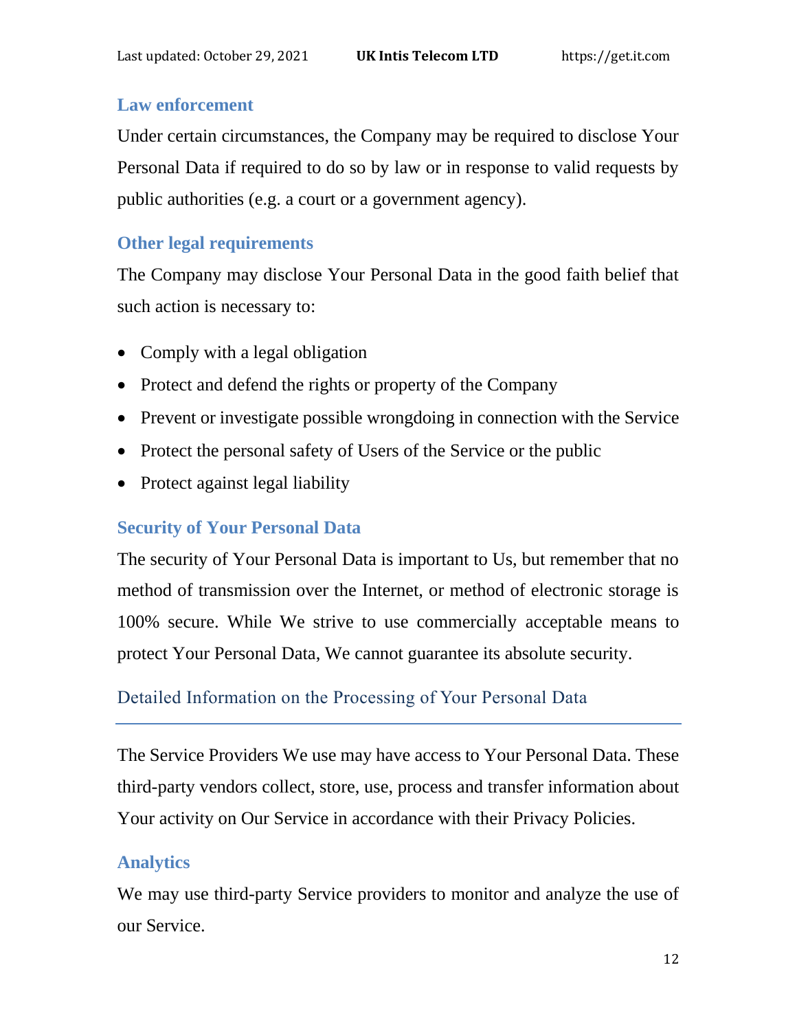### Law enforcement

Under certain circumstances, the Company may be required to disclose Your Personal Data if required to do so by law or in response to valid requests by public authorities (e.g. a court or a government agency).

### Other legal requirements

The Company may disclose Your Personal Data in the good faith belief that such action is necessary to:

- Comply with a legal obligation
- Protect and defend the rights or property of the Company
- Prevent or investigate possible wrongdoing in connection with the Service
- Protect the personal safety of Users of the Service or the public
- Protect against legal liability

### Security of Your Personal Data

The security of Your Personal Data is important to Us, but remember that no method of transmission over the Internet, or method of electronic storage is 100% secure. While We strive to use commercially acceptable means to protect Your Personal Data, We cannot guarantee its absolute security.

## Detailed Information on the Processing of Your Personal Data

The Service Providers We use may have access to Your Personal Data. These third-party vendors collect, store, use, process and transfer information about Your activity on Our Service in accordance with their Privacy Policies.

### Analytics

We may use third-party Service providers to monitor and analyze the use of our Service.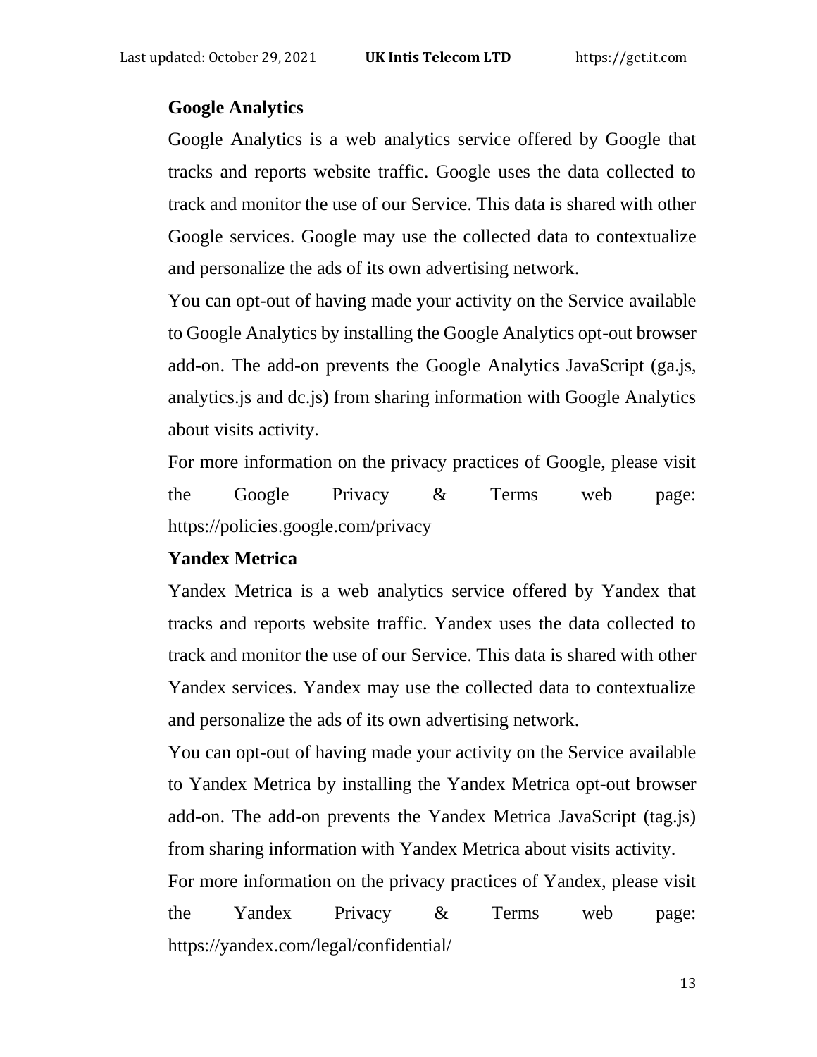**Google Analytics**

Google Analytics is a web analytics service offered by Google that tracks and reports website traffic. Google uses the data collected to track and monitor the use of our Service. This data is shared with other Google services. Google may use the collected data to contextualize and personalize the ads of its own advertising network.

You can opt-out of having made your activity on the Service available to Google Analytics by installing the Google Analytics opt-out browser add-on. The add-on prevents the Google Analytics JavaScript (ga.js, analytics.js and dc.js) from sharing information with Google Analytics about visits activity.

For more information on the privacy practices of Google, please visit the Google Privacy & Terms web page: https://policies.google.com/privacy

**Yandex Metrica**

Yandex Metrica is a web analytics service offered by Yandex that tracks and reports website traffic. Yandex uses the data collected to track and monitor the use of our Service. This data is shared with other Yandex services. Yandex may use the collected data to contextualize and personalize the ads of its own advertising network.

You can opt-out of having made your activity on the Service available to Yandex Metrica by installing the Yandex Metrica opt-out browser add-on. The add-on prevents the Yandex Metrica JavaScript (tag.js) from sharing information with Yandex Metrica about visits activity.

For more information on the privacy practices of Yandex, please visit the Yandex Privacy & Terms web page: https://yandex.com/legal/confidential/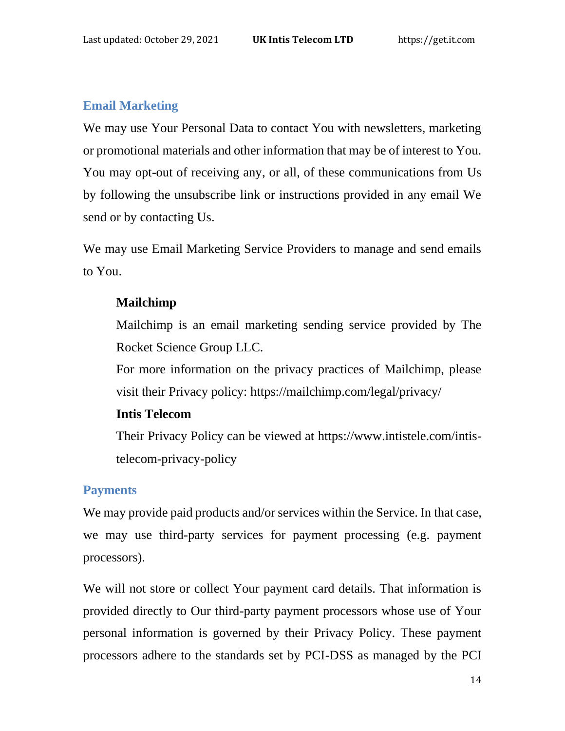### Email Marketing

We may use Your Personal Data to contact You with newsletters, marketing or promotional materials and other information that may be of interest to You. You may opt-out of receiving any, or all, of these communications from Us by following the unsubscribe link or instructions provided in any email We send or by contacting Us.

We may use Email Marketing Service Providers to manage and send emails to You.

**Mailchimp**

Mailchimp is an email marketing sending service provided by The Rocket Science Group LLC.

For more information on the privacy practices of Mailchimp, please visit their Privacy policy: https://mailchimp.com/legal/privacy/

**Intis Telecom**

Their Privacy Policy can be viewed at https://www.intistele.com/intis-telecom-privacy-policy

### Payments

We may provide paid products and/or services within the Service. In that case, we may use third-party services for payment processing (e.g. payment processors).

We will not store or collect Your payment card details. That information is provided directly to Our third-party payment processors whose use of Your personal information is governed by their Privacy Policy. These payment processors adhere to the standards set by PCI-DSS as managed by the PCI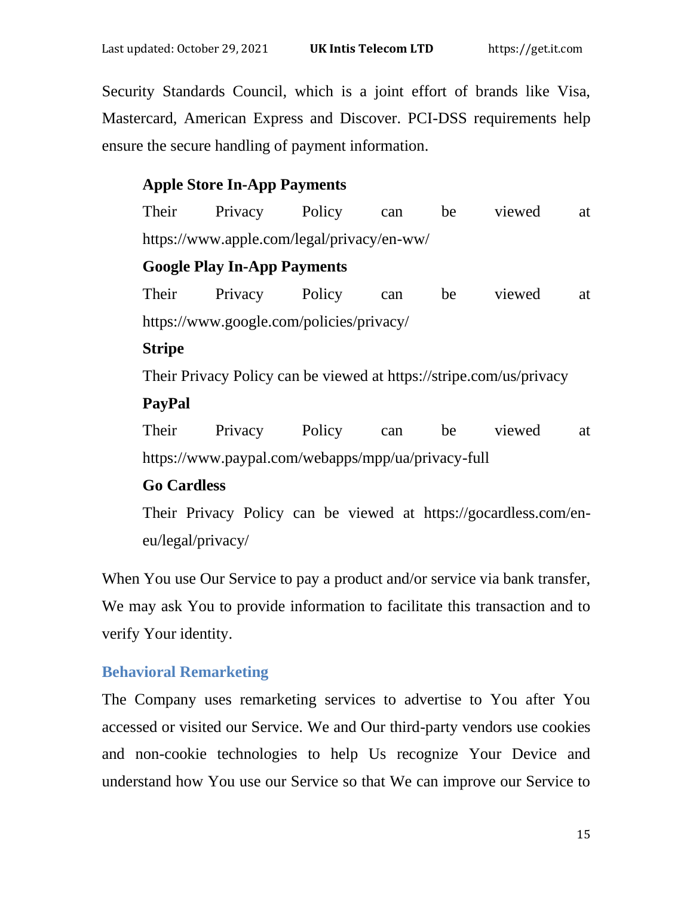Security Standards Council, which is a joint effort of brands like Visa, Mastercard, American Express and Discover. PCI-DSS requirements help ensure the secure handling of payment information.

**Apple Store In-App Payments**

Their Privacy Policy can be viewed at https://www.apple.com/legal/privacy/en-ww/

**Google Play In-App Payments**

Their Privacy Policy can be viewed at https://www.google.com/policies/privacy/

**Stripe**

Their Privacy Policy can be viewed at https://stripe.com/us/privacy

**PayPal**

Their Privacy Policy can be viewed at https://www.paypal.com/webapps/mpp/ua/privacy-full

**Go Cardless**

Their Privacy Policy can be viewed at https://gocardless.com/en-eu/legal/privacy/

When You use Our Service to pay a product and/or service via bank transfer, We may ask You to provide information to facilitate this transaction and to verify Your identity.

### Behavioral Remarketing

The Company uses remarketing services to advertise to You after You accessed or visited our Service. We and Our third-party vendors use cookies and non-cookie technologies to help Us recognize Your Device and understand how You use our Service so that We can improve our Service to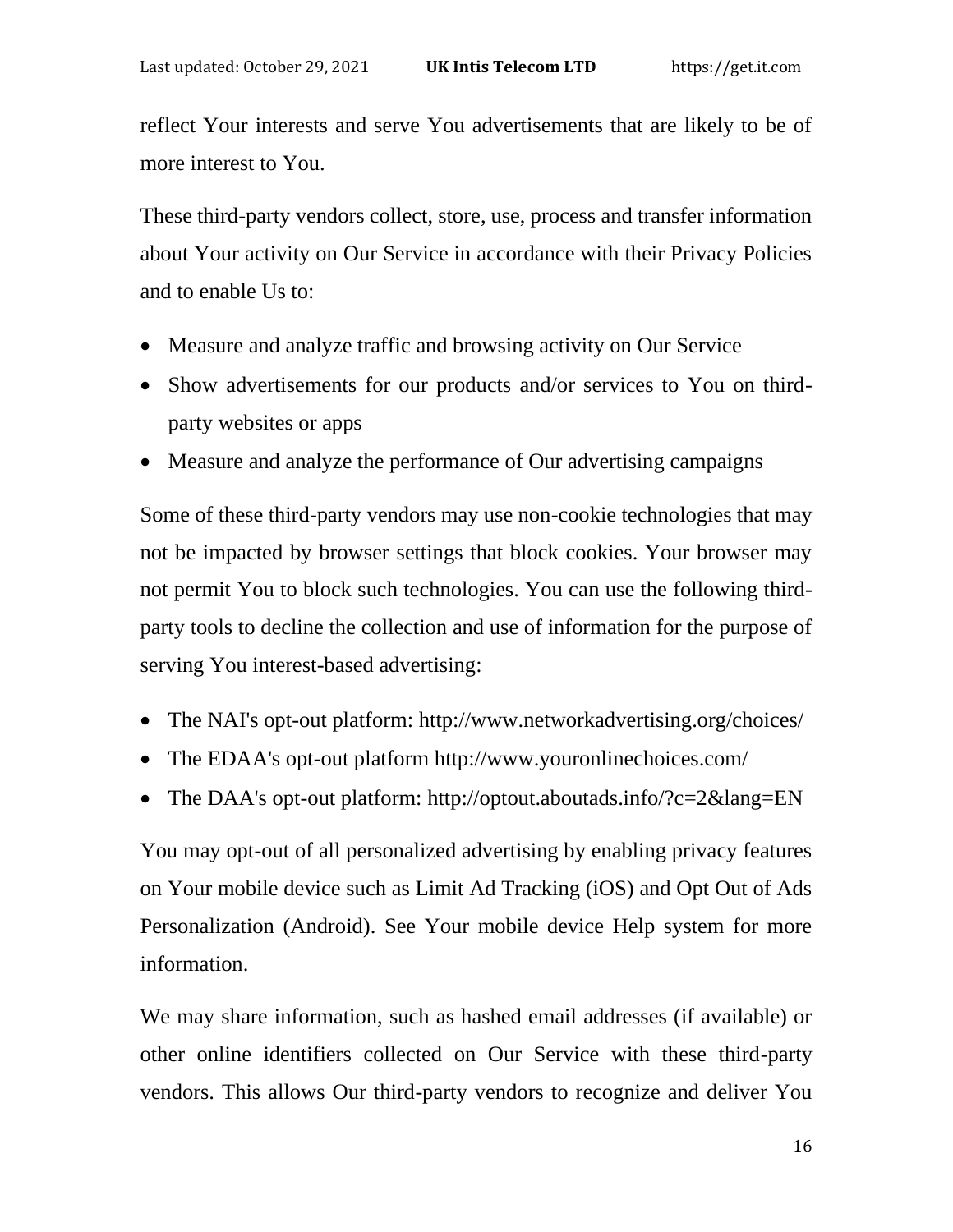reflect Your interests and serve You advertisements that are likely to be of more interest to You.

These third-party vendors collect, store, use, process and transfer information about Your activity on Our Service in accordance with their Privacy Policies and to enable Us to:

- Measure and analyze traffic and browsing activity on Our Service
- Show advertisements for our products and/or services to You on third-party websites or apps
- Measure and analyze the performance of Our advertising campaigns

Some of these third-party vendors may use non-cookie technologies that may not be impacted by browser settings that block cookies. Your browser may not permit You to block such technologies. You can use the following third-party tools to decline the collection and use of information for the purpose of serving You interest-based advertising:

- The NAI's opt-out platform: http://www.networkadvertising.org/choices/
- The EDAA's opt-out platform http://www.youronlinechoices.com/
- The DAA's opt-out platform: http://optout.aboutads.info/?c=2&lang=EN

You may opt-out of all personalized advertising by enabling privacy features on Your mobile device such as Limit Ad Tracking (iOS) and Opt Out of Ads Personalization (Android). See Your mobile device Help system for more information.

We may share information, such as hashed email addresses (if available) or other online identifiers collected on Our Service with these third-party vendors. This allows Our third-party vendors to recognize and deliver You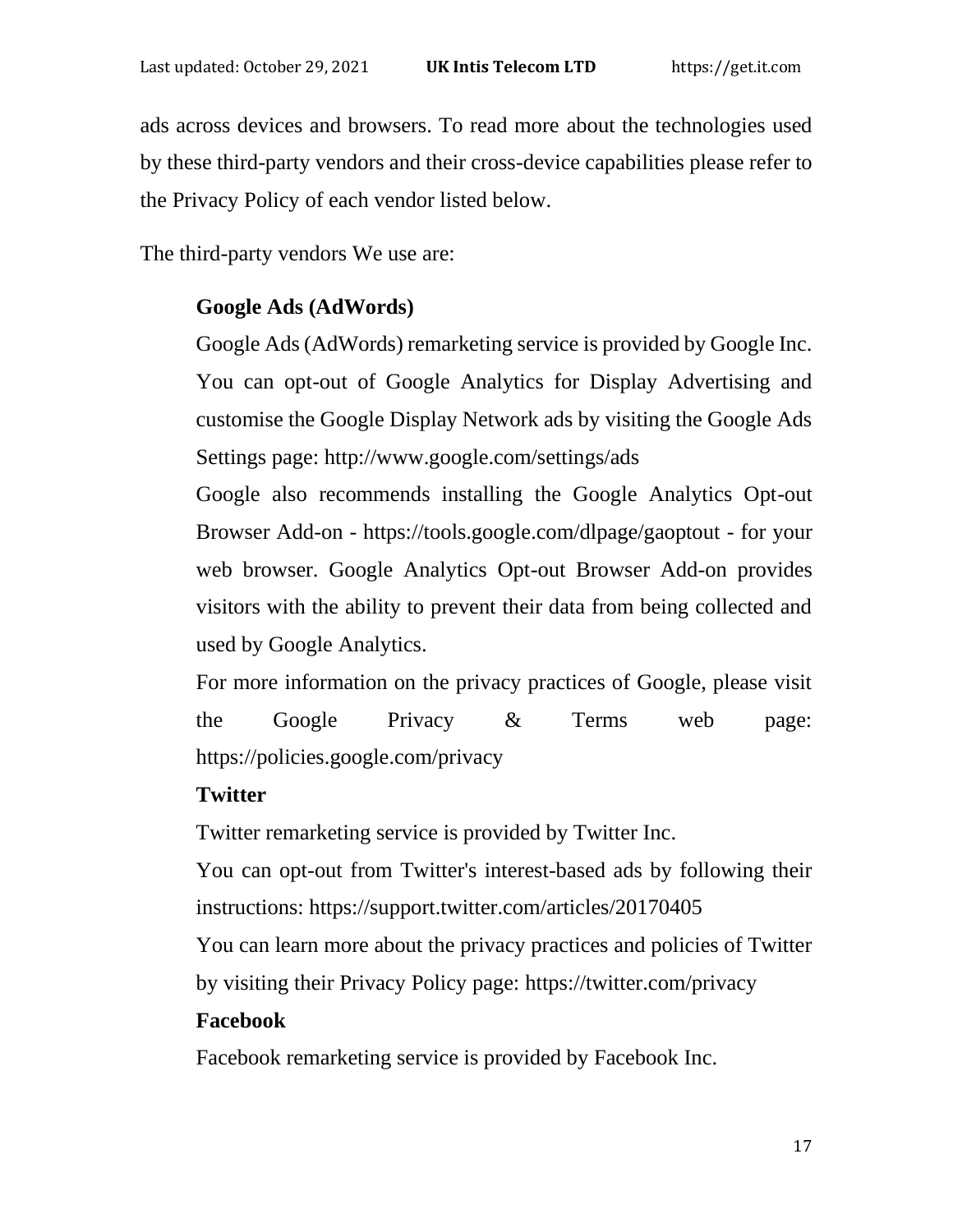ads across devices and browsers. To read more about the technologies used by these third-party vendors and their cross-device capabilities please refer to the Privacy Policy of each vendor listed below.

The third-party vendors We use are:

**Google Ads (AdWords)**

Google Ads (AdWords) remarketing service is provided by Google Inc.

You can opt-out of Google Analytics for Display Advertising and customise the Google Display Network ads by visiting the Google Ads Settings page: http://www.google.com/settings/ads

Google also recommends installing the Google Analytics Opt-out Browser Add-on - https://tools.google.com/dlpage/gaoptout - for your web browser. Google Analytics Opt-out Browser Add-on provides visitors with the ability to prevent their data from being collected and used by Google Analytics.

For more information on the privacy practices of Google, please visit the Google Privacy & Terms web page: https://policies.google.com/privacy

**Twitter**

Twitter remarketing service is provided by Twitter Inc.

You can opt-out from Twitter's interest-based ads by following their instructions: https://support.twitter.com/articles/20170405

You can learn more about the privacy practices and policies of Twitter by visiting their Privacy Policy page: https://twitter.com/privacy

**Facebook**

Facebook remarketing service is provided by Facebook Inc.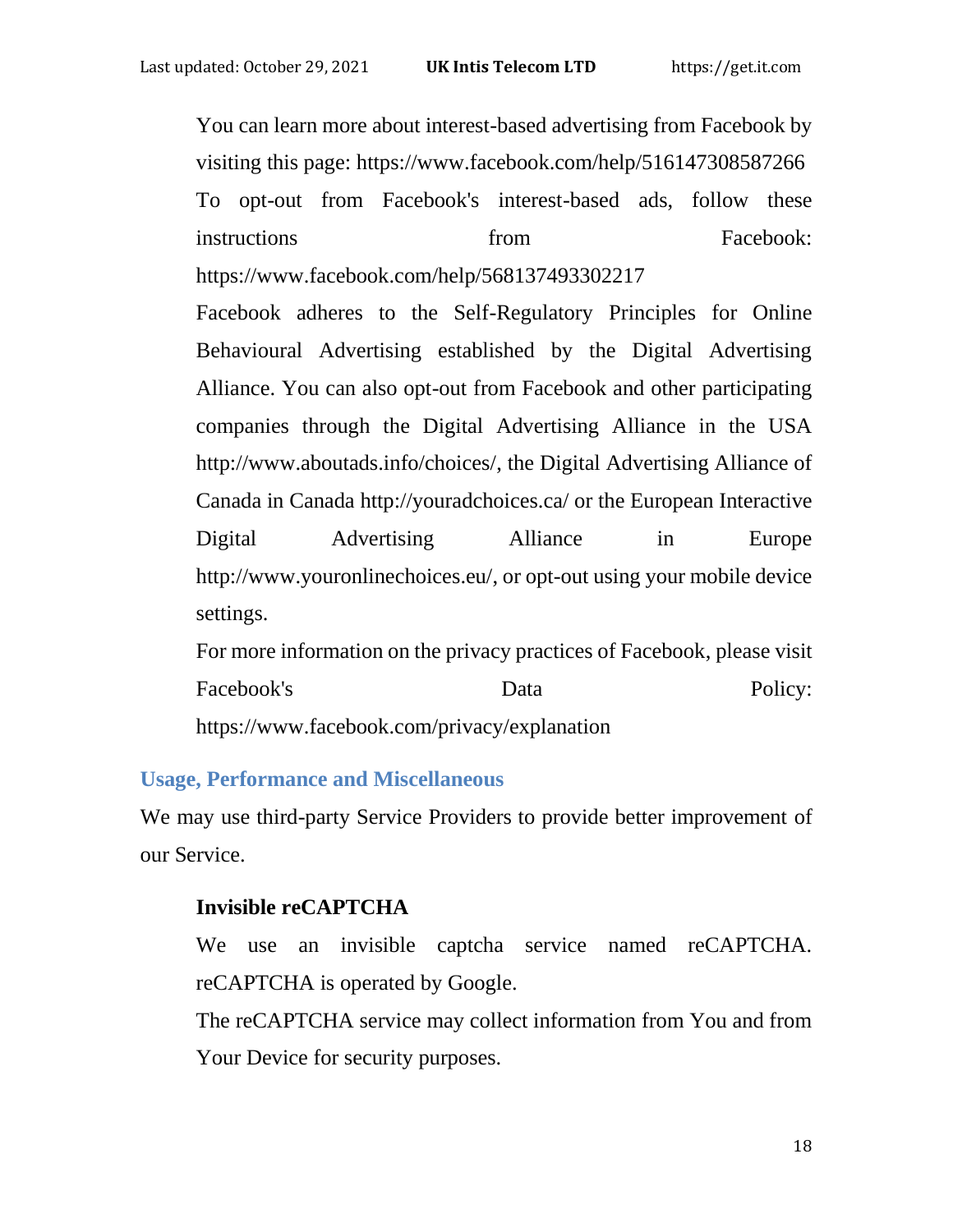You can learn more about interest-based advertising from Facebook by visiting this page: https://www.facebook.com/help/516147308587266

To opt-out from Facebook's interest-based ads, follow these instructions from Facebook: https://www.facebook.com/help/568137493302217

Facebook adheres to the Self-Regulatory Principles for Online Behavioural Advertising established by the Digital Advertising Alliance. You can also opt-out from Facebook and other participating companies through the Digital Advertising Alliance in the USA http://www.aboutads.info/choices/, the Digital Advertising Alliance of Canada in Canada http://youradchoices.ca/ or the European Interactive Digital Advertising Alliance in Europe http://www.youronlinechoices.eu/, or opt-out using your mobile device settings.

For more information on the privacy practices of Facebook, please visit Facebook's Data Policy: https://www.facebook.com/privacy/explanation

## Usage, Performance and Miscellaneous

We may use third-party Service Providers to provide better improvement of our Service.

### Invisible reCAPTCHA

We use an invisible captcha service named reCAPTCHA. reCAPTCHA is operated by Google.

The reCAPTCHA service may collect information from You and from Your Device for security purposes.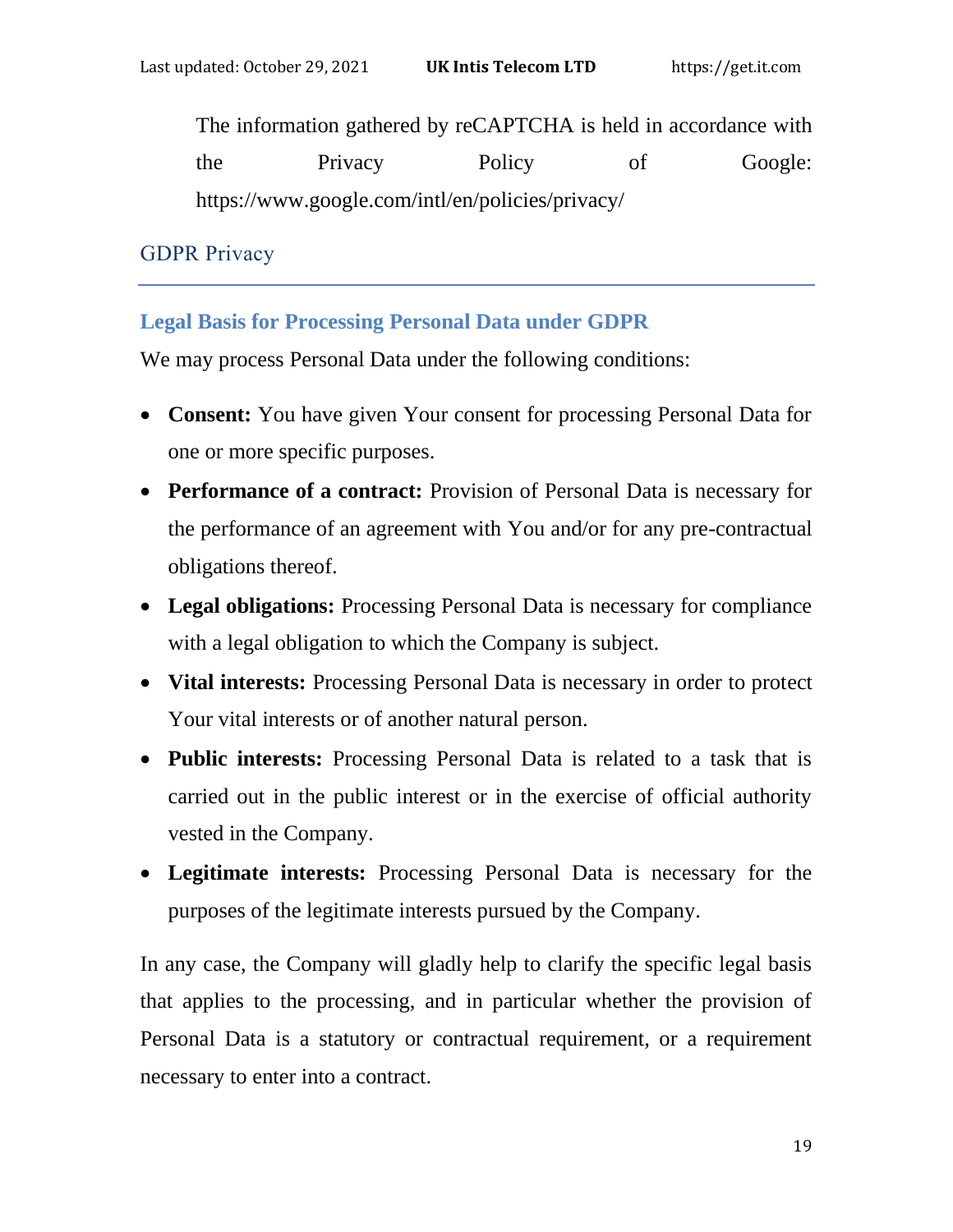The information gathered by reCAPTCHA is held in accordance with the Privacy Policy of Google: https://www.google.com/intl/en/policies/privacy/

## GDPR Privacy

### Legal Basis for Processing Personal Data under GDPR

We may process Personal Data under the following conditions:

- **Consent:** You have given Your consent for processing Personal Data for one or more specific purposes.
- **Performance of a contract:** Provision of Personal Data is necessary for the performance of an agreement with You and/or for any pre-contractual obligations thereof.
- **Legal obligations:** Processing Personal Data is necessary for compliance with a legal obligation to which the Company is subject.
- **Vital interests:** Processing Personal Data is necessary in order to protect Your vital interests or of another natural person.
- **Public interests:** Processing Personal Data is related to a task that is carried out in the public interest or in the exercise of official authority vested in the Company.
- **Legitimate interests:** Processing Personal Data is necessary for the purposes of the legitimate interests pursued by the Company.

In any case, the Company will gladly help to clarify the specific legal basis that applies to the processing, and in particular whether the provision of Personal Data is a statutory or contractual requirement, or a requirement necessary to enter into a contract.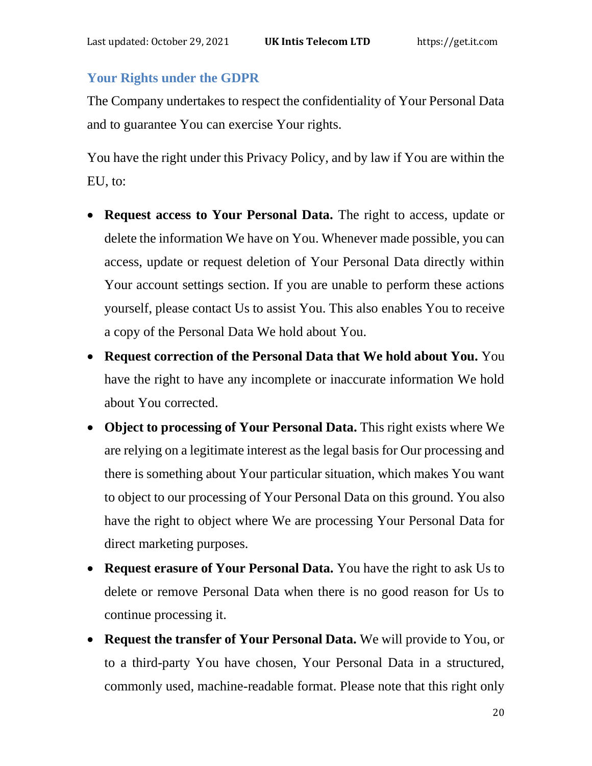## Your Rights under the GDPR

The Company undertakes to respect the confidentiality of Your Personal Data and to guarantee You can exercise Your rights.

You have the right under this Privacy Policy, and by law if You are within the EU, to:

- **Request access to Your Personal Data.** The right to access, update or delete the information We have on You. Whenever made possible, you can access, update or request deletion of Your Personal Data directly within Your account settings section. If you are unable to perform these actions yourself, please contact Us to assist You. This also enables You to receive a copy of the Personal Data We hold about You.
- **Request correction of the Personal Data that We hold about You.** You have the right to have any incomplete or inaccurate information We hold about You corrected.
- **Object to processing of Your Personal Data.** This right exists where We are relying on a legitimate interest as the legal basis for Our processing and there is something about Your particular situation, which makes You want to object to our processing of Your Personal Data on this ground. You also have the right to object where We are processing Your Personal Data for direct marketing purposes.
- **Request erasure of Your Personal Data.** You have the right to ask Us to delete or remove Personal Data when there is no good reason for Us to continue processing it.
- **Request the transfer of Your Personal Data.** We will provide to You, or to a third-party You have chosen, Your Personal Data in a structured, commonly used, machine-readable format. Please note that this right only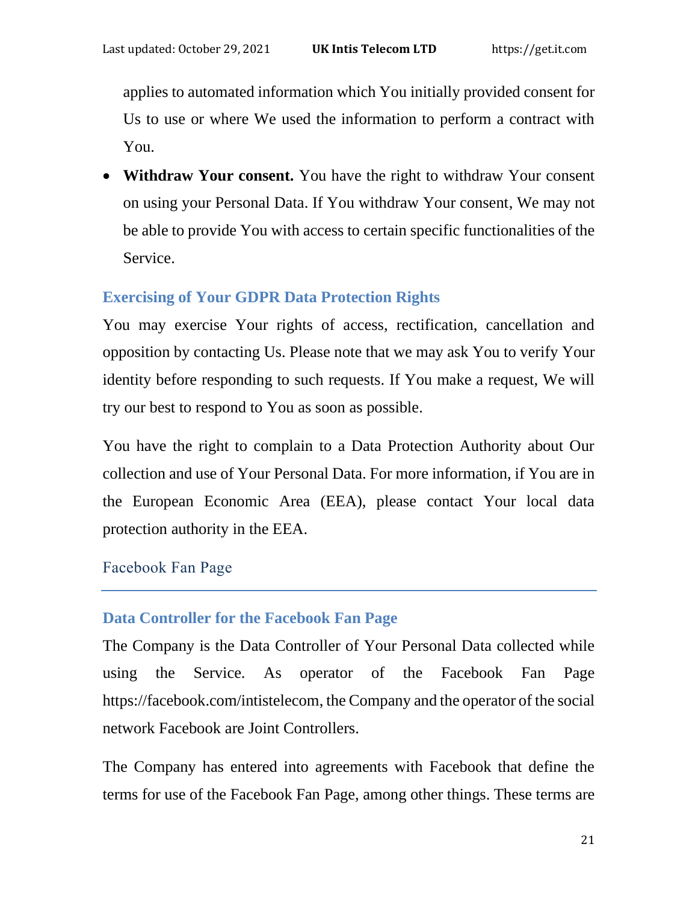applies to automated information which You initially provided consent for Us to use or where We used the information to perform a contract with You.

- **Withdraw Your consent.** You have the right to withdraw Your consent on using your Personal Data. If You withdraw Your consent, We may not be able to provide You with access to certain specific functionalities of the Service.

### Exercising of Your GDPR Data Protection Rights

You may exercise Your rights of access, rectification, cancellation and opposition by contacting Us. Please note that we may ask You to verify Your identity before responding to such requests. If You make a request, We will try our best to respond to You as soon as possible.

You have the right to complain to a Data Protection Authority about Our collection and use of Your Personal Data. For more information, if You are in the European Economic Area (EEA), please contact Your local data protection authority in the EEA.

## Facebook Fan Page

### Data Controller for the Facebook Fan Page

The Company is the Data Controller of Your Personal Data collected while using the Service. As operator of the Facebook Fan Page https://facebook.com/intistelecom, the Company and the operator of the social network Facebook are Joint Controllers.

The Company has entered into agreements with Facebook that define the terms for use of the Facebook Fan Page, among other things. These terms are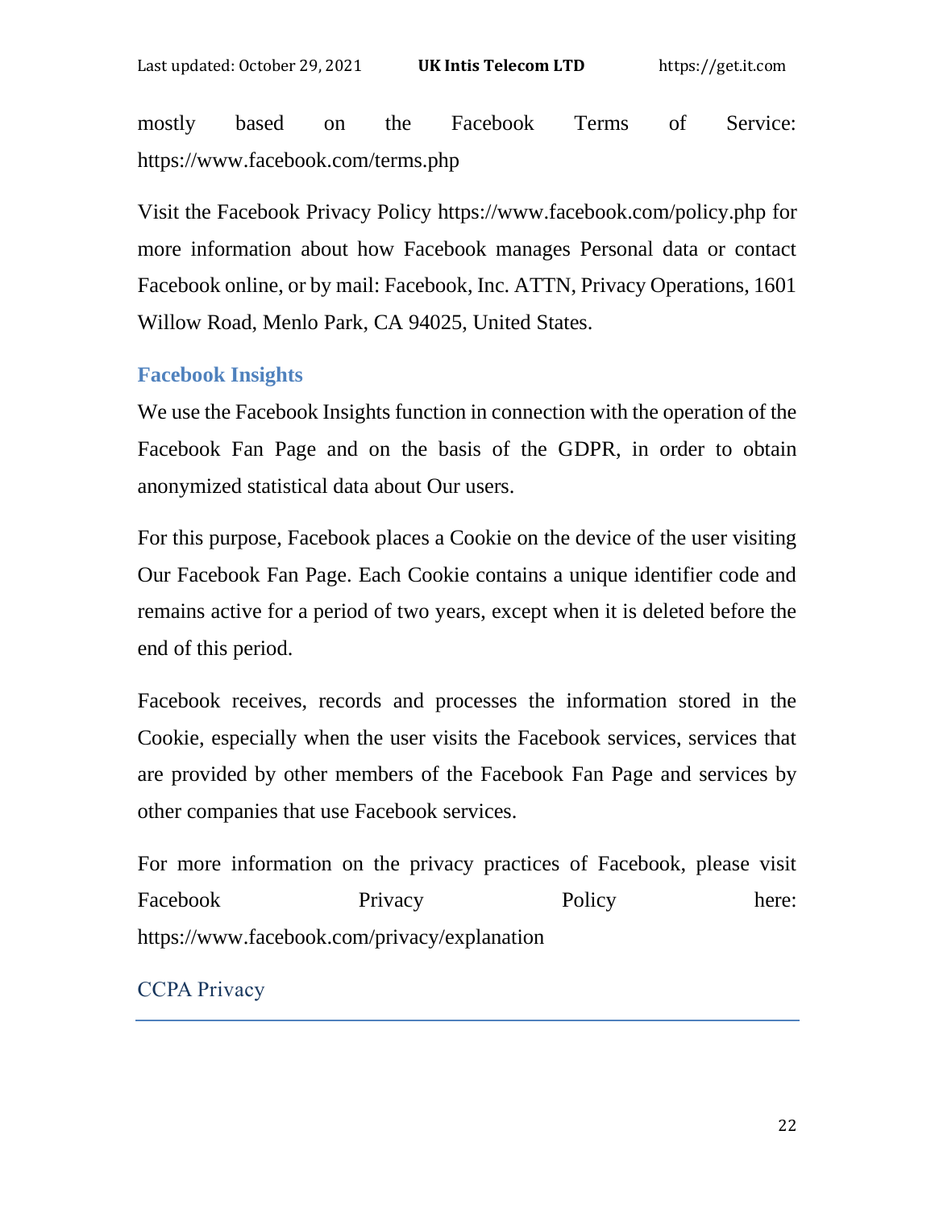mostly based on the Facebook Terms of Service: https://www.facebook.com/terms.php

Visit the Facebook Privacy Policy https://www.facebook.com/policy.php for more information about how Facebook manages Personal data or contact Facebook online, or by mail: Facebook, Inc. ATTN, Privacy Operations, 1601 Willow Road, Menlo Park, CA 94025, United States.

### Facebook Insights

We use the Facebook Insights function in connection with the operation of the Facebook Fan Page and on the basis of the GDPR, in order to obtain anonymized statistical data about Our users.

For this purpose, Facebook places a Cookie on the device of the user visiting Our Facebook Fan Page. Each Cookie contains a unique identifier code and remains active for a period of two years, except when it is deleted before the end of this period.

Facebook receives, records and processes the information stored in the Cookie, especially when the user visits the Facebook services, services that are provided by other members of the Facebook Fan Page and services by other companies that use Facebook services.

For more information on the privacy practices of Facebook, please visit Facebook Privacy Policy here: https://www.facebook.com/privacy/explanation

## CCPA Privacy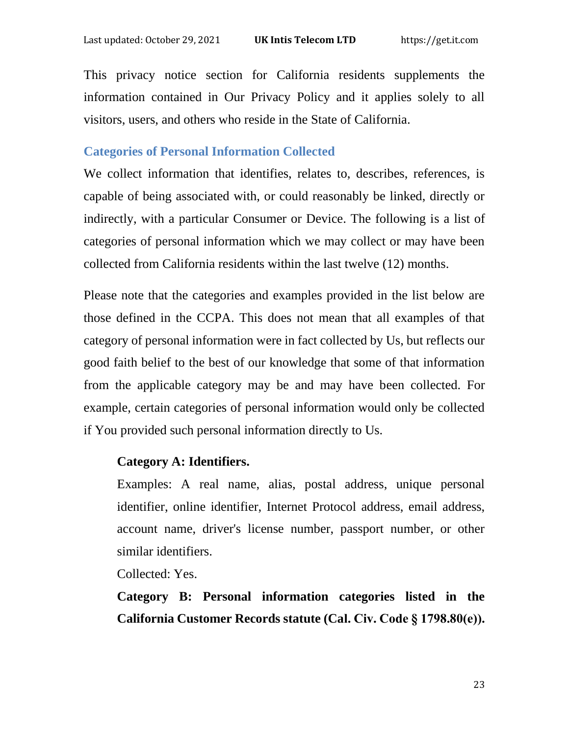This privacy notice section for California residents supplements the information contained in Our Privacy Policy and it applies solely to all visitors, users, and others who reside in the State of California.

### Categories of Personal Information Collected

We collect information that identifies, relates to, describes, references, is capable of being associated with, or could reasonably be linked, directly or indirectly, with a particular Consumer or Device. The following is a list of categories of personal information which we may collect or may have been collected from California residents within the last twelve (12) months.

Please note that the categories and examples provided in the list below are those defined in the CCPA. This does not mean that all examples of that category of personal information were in fact collected by Us, but reflects our good faith belief to the best of our knowledge that some of that information from the applicable category may be and may have been collected. For example, certain categories of personal information would only be collected if You provided such personal information directly to Us.

**Category A: Identifiers.**

Examples: A real name, alias, postal address, unique personal identifier, online identifier, Internet Protocol address, email address, account name, driver's license number, passport number, or other similar identifiers.

Collected: Yes.

**Category B: Personal information categories listed in the California Customer Records statute (Cal. Civ. Code § 1798.80(e)).**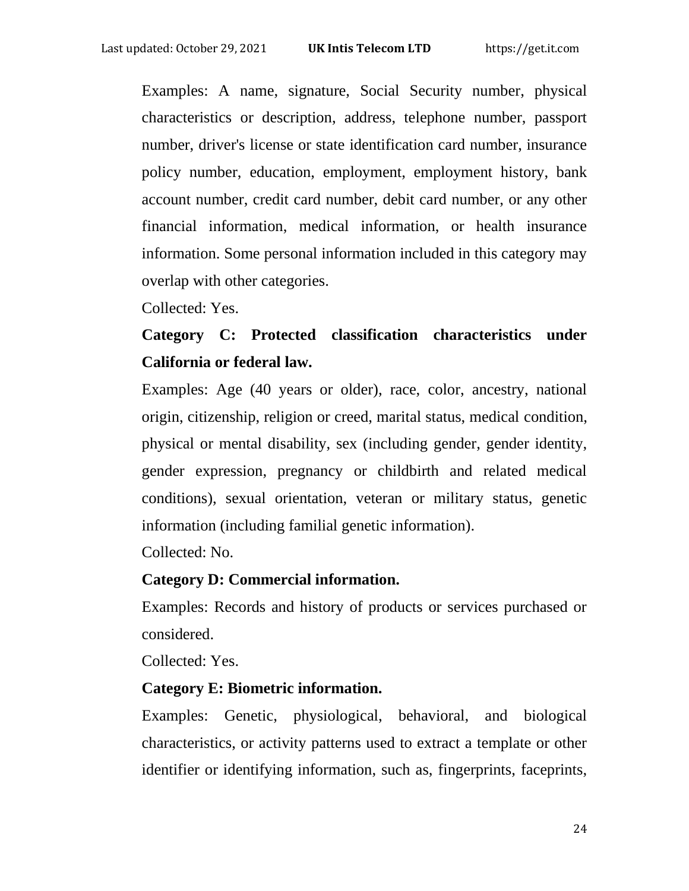Examples: A name, signature, Social Security number, physical characteristics or description, address, telephone number, passport number, driver's license or state identification card number, insurance policy number, education, employment, employment history, bank account number, credit card number, debit card number, or any other financial information, medical information, or health insurance information. Some personal information included in this category may overlap with other categories.

Collected: Yes.

**Category C: Protected classification characteristics under California or federal law.**

Examples: Age (40 years or older), race, color, ancestry, national origin, citizenship, religion or creed, marital status, medical condition, physical or mental disability, sex (including gender, gender identity, gender expression, pregnancy or childbirth and related medical conditions), sexual orientation, veteran or military status, genetic information (including familial genetic information).

Collected: No.

**Category D: Commercial information.**

Examples: Records and history of products or services purchased or considered.

Collected: Yes.

**Category E: Biometric information.**

Examples: Genetic, physiological, behavioral, and biological characteristics, or activity patterns used to extract a template or other identifier or identifying information, such as, fingerprints, faceprints,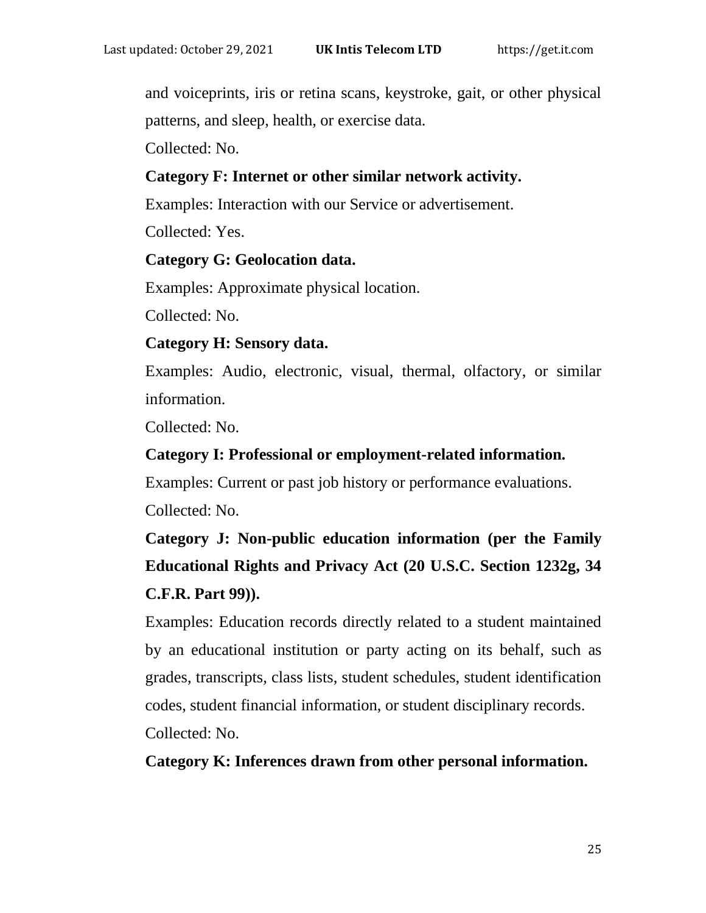and voiceprints, iris or retina scans, keystroke, gait, or other physical patterns, and sleep, health, or exercise data.

Collected: No.

**Category F: Internet or other similar network activity.**

Examples: Interaction with our Service or advertisement.

Collected: Yes.

**Category G: Geolocation data.**

Examples: Approximate physical location.

Collected: No.

**Category H: Sensory data.**

Examples: Audio, electronic, visual, thermal, olfactory, or similar information.

Collected: No.

**Category I: Professional or employment-related information.**

Examples: Current or past job history or performance evaluations.

Collected: No.

**Category J: Non-public education information (per the Family Educational Rights and Privacy Act (20 U.S.C. Section 1232g, 34 C.F.R. Part 99)).**

Examples: Education records directly related to a student maintained by an educational institution or party acting on its behalf, such as grades, transcripts, class lists, student schedules, student identification codes, student financial information, or student disciplinary records.

Collected: No.

**Category K: Inferences drawn from other personal information.**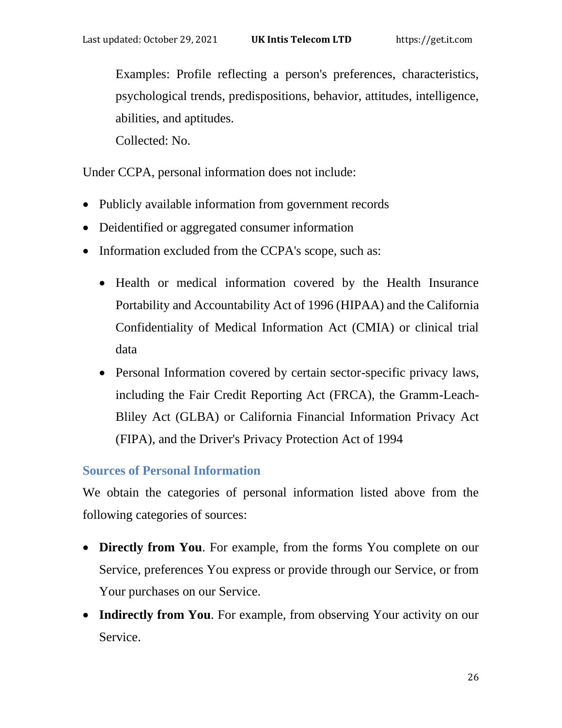Examples: Profile reflecting a person's preferences, characteristics, psychological trends, predispositions, behavior, attitudes, intelligence, abilities, and aptitudes.
Collected: No.

Under CCPA, personal information does not include:

- Publicly available information from government records
- Deidentified or aggregated consumer information
- Information excluded from the CCPA's scope, such as:
    - Health or medical information covered by the Health Insurance Portability and Accountability Act of 1996 (HIPAA) and the California Confidentiality of Medical Information Act (CMIA) or clinical trial data
    - Personal Information covered by certain sector-specific privacy laws, including the Fair Credit Reporting Act (FRCA), the Gramm-Leach-Bliley Act (GLBA) or California Financial Information Privacy Act (FIPA), and the Driver's Privacy Protection Act of 1994

### Sources of Personal Information

We obtain the categories of personal information listed above from the following categories of sources:

- **Directly from You**. For example, from the forms You complete on our Service, preferences You express or provide through our Service, or from Your purchases on our Service.
- **Indirectly from You**. For example, from observing Your activity on our Service.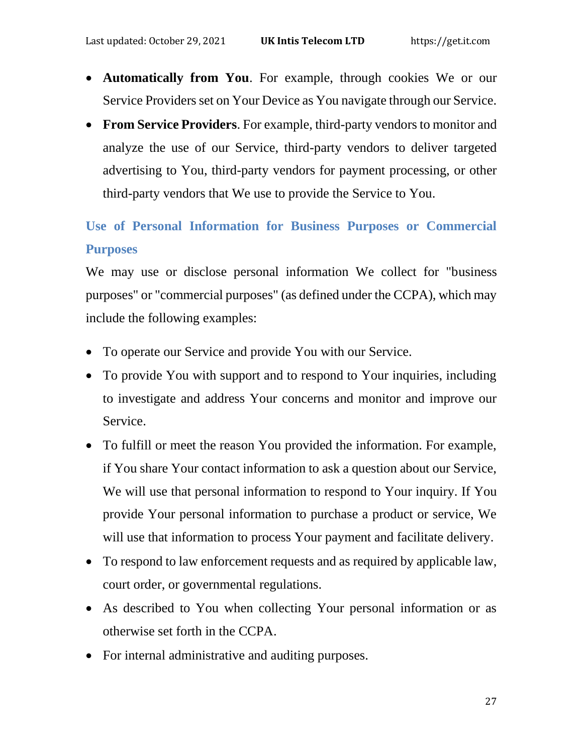- **Automatically from You**. For example, through cookies We or our Service Providers set on Your Device as You navigate through our Service.
- **From Service Providers**. For example, third-party vendors to monitor and analyze the use of our Service, third-party vendors to deliver targeted advertising to You, third-party vendors for payment processing, or other third-party vendors that We use to provide the Service to You.

### Use of Personal Information for Business Purposes or Commercial Purposes

We may use or disclose personal information We collect for "business purposes" or "commercial purposes" (as defined under the CCPA), which may include the following examples:

- To operate our Service and provide You with our Service.
- To provide You with support and to respond to Your inquiries, including to investigate and address Your concerns and monitor and improve our Service.
- To fulfill or meet the reason You provided the information. For example, if You share Your contact information to ask a question about our Service, We will use that personal information to respond to Your inquiry. If You provide Your personal information to purchase a product or service, We will use that information to process Your payment and facilitate delivery.
- To respond to law enforcement requests and as required by applicable law, court order, or governmental regulations.
- As described to You when collecting Your personal information or as otherwise set forth in the CCPA.
- For internal administrative and auditing purposes.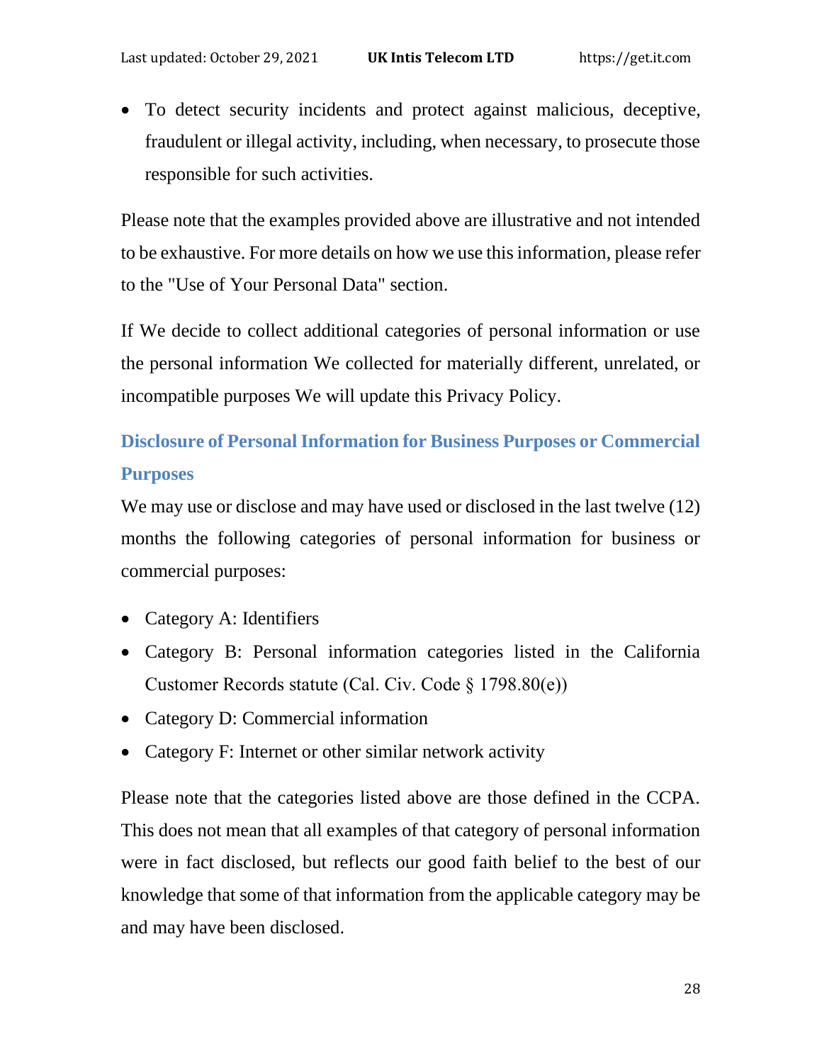- To detect security incidents and protect against malicious, deceptive, fraudulent or illegal activity, including, when necessary, to prosecute those responsible for such activities.

Please note that the examples provided above are illustrative and not intended to be exhaustive. For more details on how we use this information, please refer to the "Use of Your Personal Data" section.

If We decide to collect additional categories of personal information or use the personal information We collected for materially different, unrelated, or incompatible purposes We will update this Privacy Policy.

### Disclosure of Personal Information for Business Purposes or Commercial Purposes

We may use or disclose and may have used or disclosed in the last twelve (12) months the following categories of personal information for business or commercial purposes:

- Category A: Identifiers
- Category B: Personal information categories listed in the California Customer Records statute (Cal. Civ. Code § 1798.80(e))
- Category D: Commercial information
- Category F: Internet or other similar network activity

Please note that the categories listed above are those defined in the CCPA. This does not mean that all examples of that category of personal information were in fact disclosed, but reflects our good faith belief to the best of our knowledge that some of that information from the applicable category may be and may have been disclosed.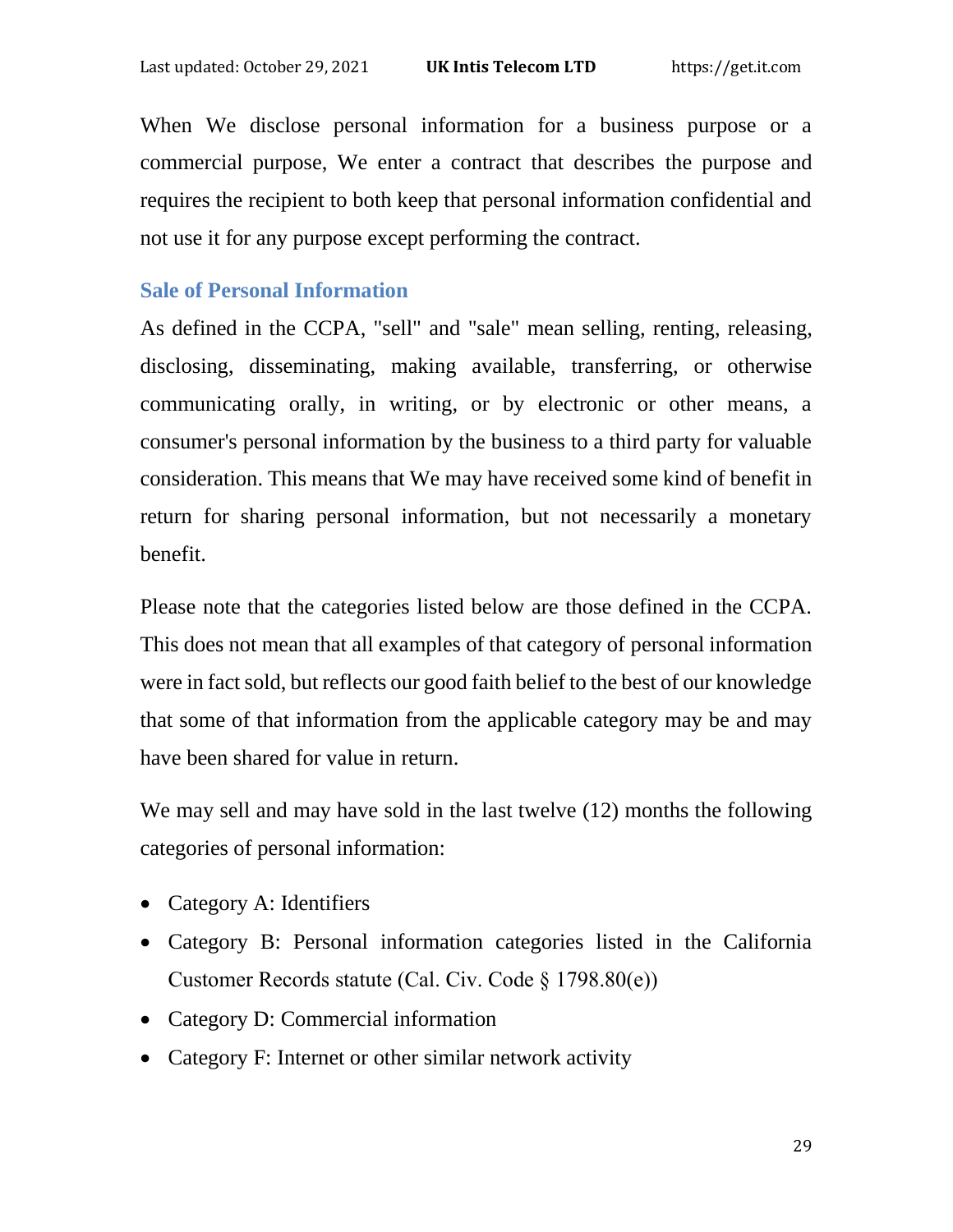When We disclose personal information for a business purpose or a commercial purpose, We enter a contract that describes the purpose and requires the recipient to both keep that personal information confidential and not use it for any purpose except performing the contract.

### Sale of Personal Information

As defined in the CCPA, "sell" and "sale" mean selling, renting, releasing, disclosing, disseminating, making available, transferring, or otherwise communicating orally, in writing, or by electronic or other means, a consumer's personal information by the business to a third party for valuable consideration. This means that We may have received some kind of benefit in return for sharing personal information, but not necessarily a monetary benefit.

Please note that the categories listed below are those defined in the CCPA. This does not mean that all examples of that category of personal information were in fact sold, but reflects our good faith belief to the best of our knowledge that some of that information from the applicable category may be and may have been shared for value in return.

We may sell and may have sold in the last twelve (12) months the following categories of personal information:

- Category A: Identifiers
- Category B: Personal information categories listed in the California Customer Records statute (Cal. Civ. Code § 1798.80(e))
- Category D: Commercial information
- Category F: Internet or other similar network activity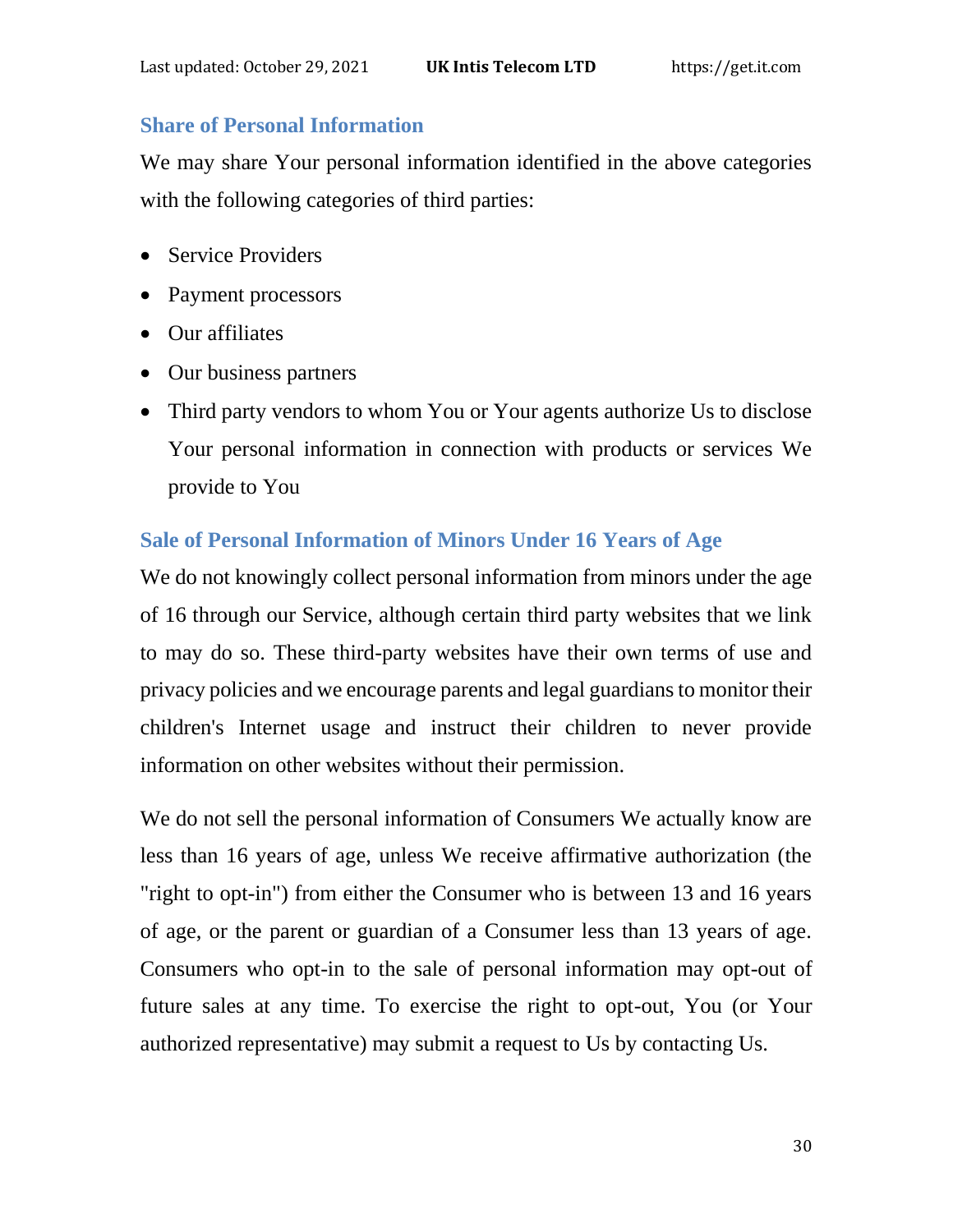### Share of Personal Information

We may share Your personal information identified in the above categories with the following categories of third parties:

- Service Providers
- Payment processors
- Our affiliates
- Our business partners
- Third party vendors to whom You or Your agents authorize Us to disclose Your personal information in connection with products or services We provide to You

### Sale of Personal Information of Minors Under 16 Years of Age

We do not knowingly collect personal information from minors under the age of 16 through our Service, although certain third party websites that we link to may do so. These third-party websites have their own terms of use and privacy policies and we encourage parents and legal guardians to monitor their children's Internet usage and instruct their children to never provide information on other websites without their permission.

We do not sell the personal information of Consumers We actually know are less than 16 years of age, unless We receive affirmative authorization (the "right to opt-in") from either the Consumer who is between 13 and 16 years of age, or the parent or guardian of a Consumer less than 13 years of age. Consumers who opt-in to the sale of personal information may opt-out of future sales at any time. To exercise the right to opt-out, You (or Your authorized representative) may submit a request to Us by contacting Us.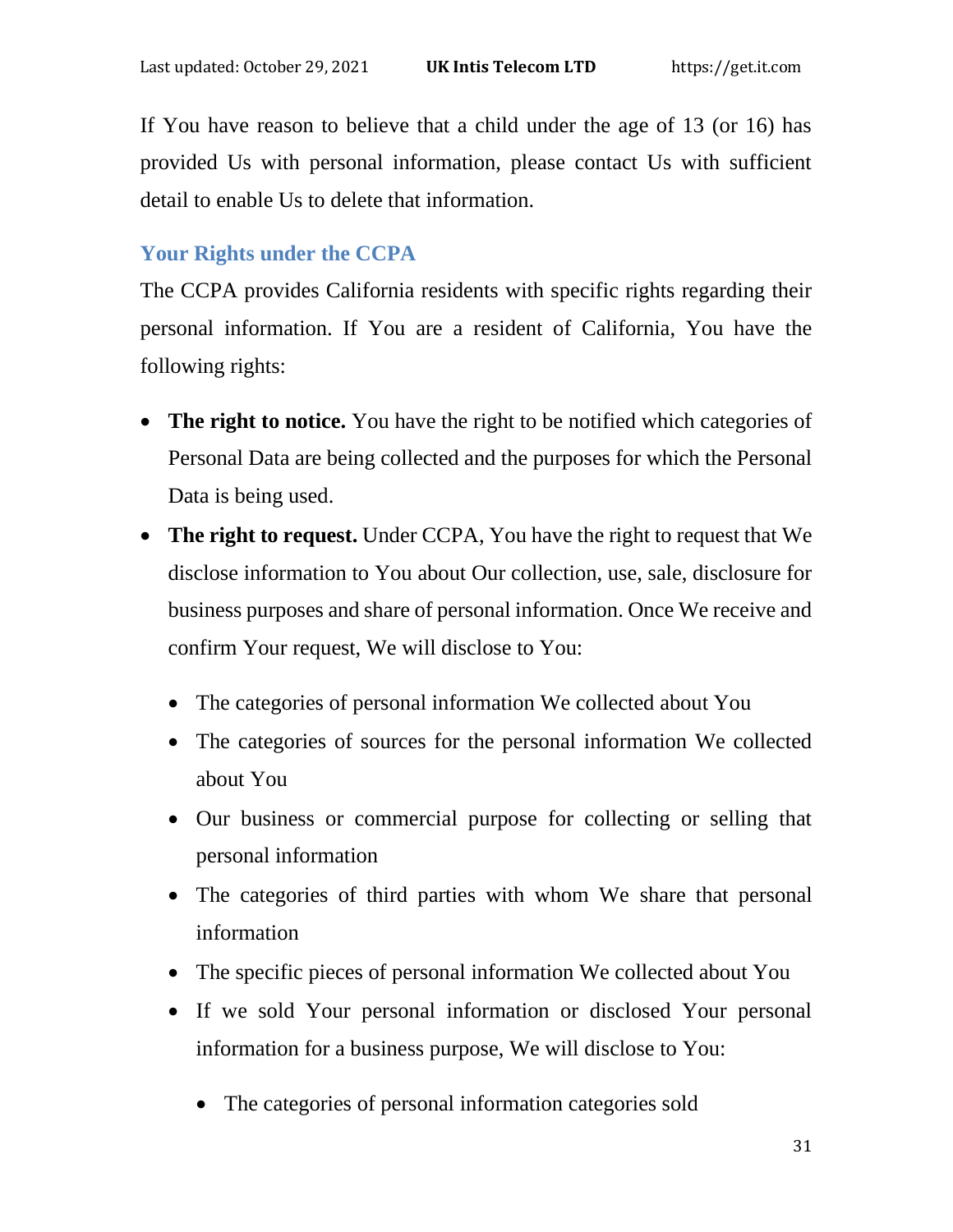If You have reason to believe that a child under the age of 13 (or 16) has provided Us with personal information, please contact Us with sufficient detail to enable Us to delete that information.

## Your Rights under the CCPA

The CCPA provides California residents with specific rights regarding their personal information. If You are a resident of California, You have the following rights:

- **The right to notice.** You have the right to be notified which categories of Personal Data are being collected and the purposes for which the Personal Data is being used.
- **The right to request.** Under CCPA, You have the right to request that We disclose information to You about Our collection, use, sale, disclosure for business purposes and share of personal information. Once We receive and confirm Your request, We will disclose to You:
  - The categories of personal information We collected about You
  - The categories of sources for the personal information We collected about You
  - Our business or commercial purpose for collecting or selling that personal information
  - The categories of third parties with whom We share that personal information
  - The specific pieces of personal information We collected about You
  - If we sold Your personal information or disclosed Your personal information for a business purpose, We will disclose to You:
    - The categories of personal information categories sold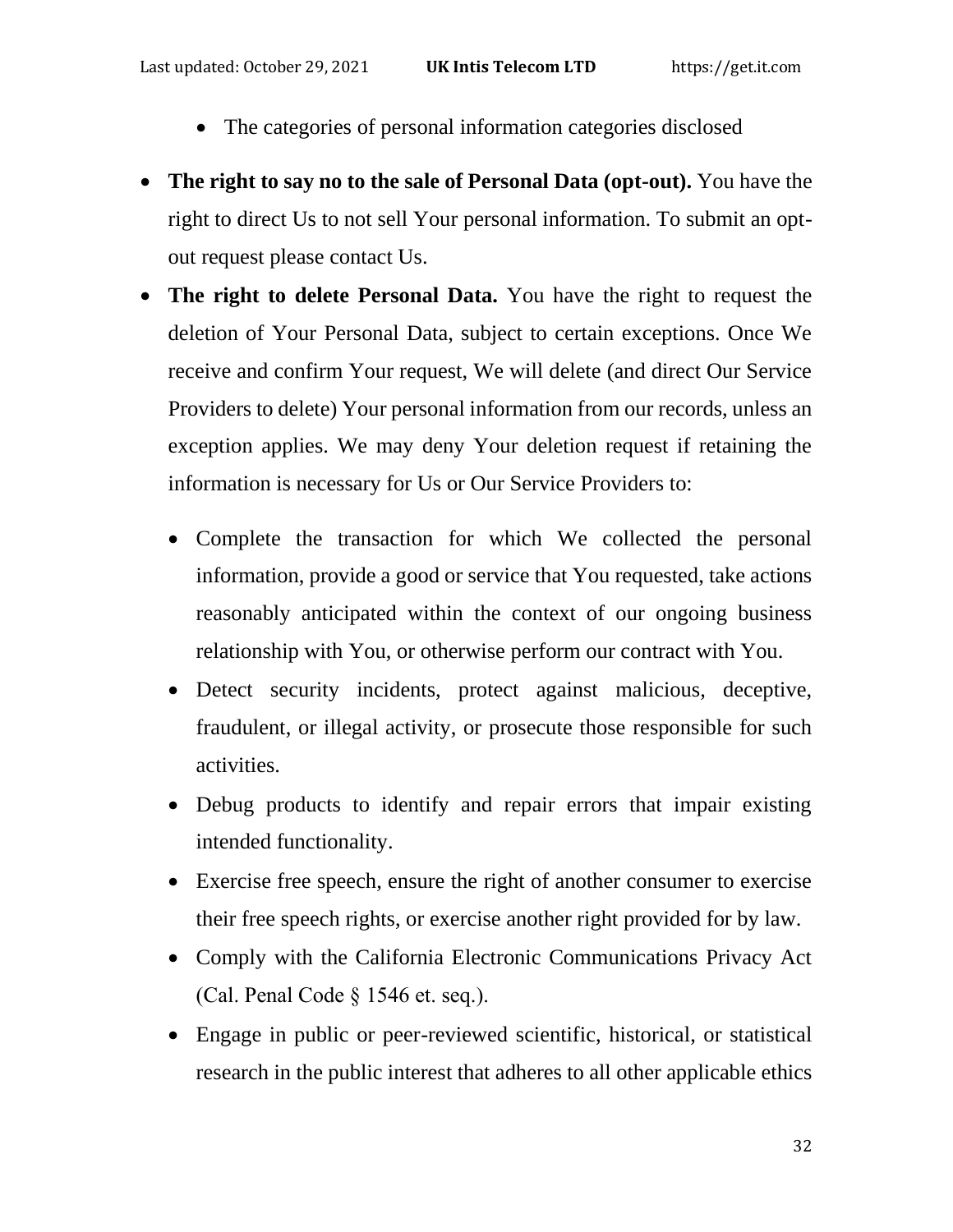- The categories of personal information categories disclosed

- **The right to say no to the sale of Personal Data (opt-out).** You have the right to direct Us to not sell Your personal information. To submit an opt-out request please contact Us.
- **The right to delete Personal Data.** You have the right to request the deletion of Your Personal Data, subject to certain exceptions. Once We receive and confirm Your request, We will delete (and direct Our Service Providers to delete) Your personal information from our records, unless an exception applies. We may deny Your deletion request if retaining the information is necessary for Us or Our Service Providers to:
  - Complete the transaction for which We collected the personal information, provide a good or service that You requested, take actions reasonably anticipated within the context of our ongoing business relationship with You, or otherwise perform our contract with You.
  - Detect security incidents, protect against malicious, deceptive, fraudulent, or illegal activity, or prosecute those responsible for such activities.
  - Debug products to identify and repair errors that impair existing intended functionality.
  - Exercise free speech, ensure the right of another consumer to exercise their free speech rights, or exercise another right provided for by law.
  - Comply with the California Electronic Communications Privacy Act (Cal. Penal Code § 1546 et. seq.).
  - Engage in public or peer-reviewed scientific, historical, or statistical research in the public interest that adheres to all other applicable ethics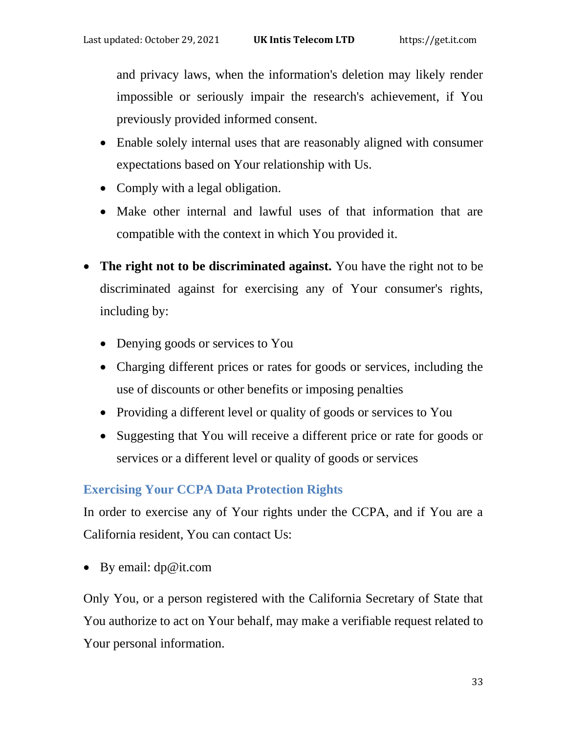and privacy laws, when the information's deletion may likely render impossible or seriously impair the research's achievement, if You previously provided informed consent.
  - Enable solely internal uses that are reasonably aligned with consumer expectations based on Your relationship with Us.
  - Comply with a legal obligation.
  - Make other internal and lawful uses of that information that are compatible with the context in which You provided it.

- **The right not to be discriminated against.** You have the right not to be discriminated against for exercising any of Your consumer's rights, including by:
  - Denying goods or services to You
  - Charging different prices or rates for goods or services, including the use of discounts or other benefits or imposing penalties
  - Providing a different level or quality of goods or services to You
  - Suggesting that You will receive a different price or rate for goods or services or a different level or quality of goods or services

### Exercising Your CCPA Data Protection Rights

In order to exercise any of Your rights under the CCPA, and if You are a California resident, You can contact Us:

- By email: dp@it.com

Only You, or a person registered with the California Secretary of State that You authorize to act on Your behalf, may make a verifiable request related to Your personal information.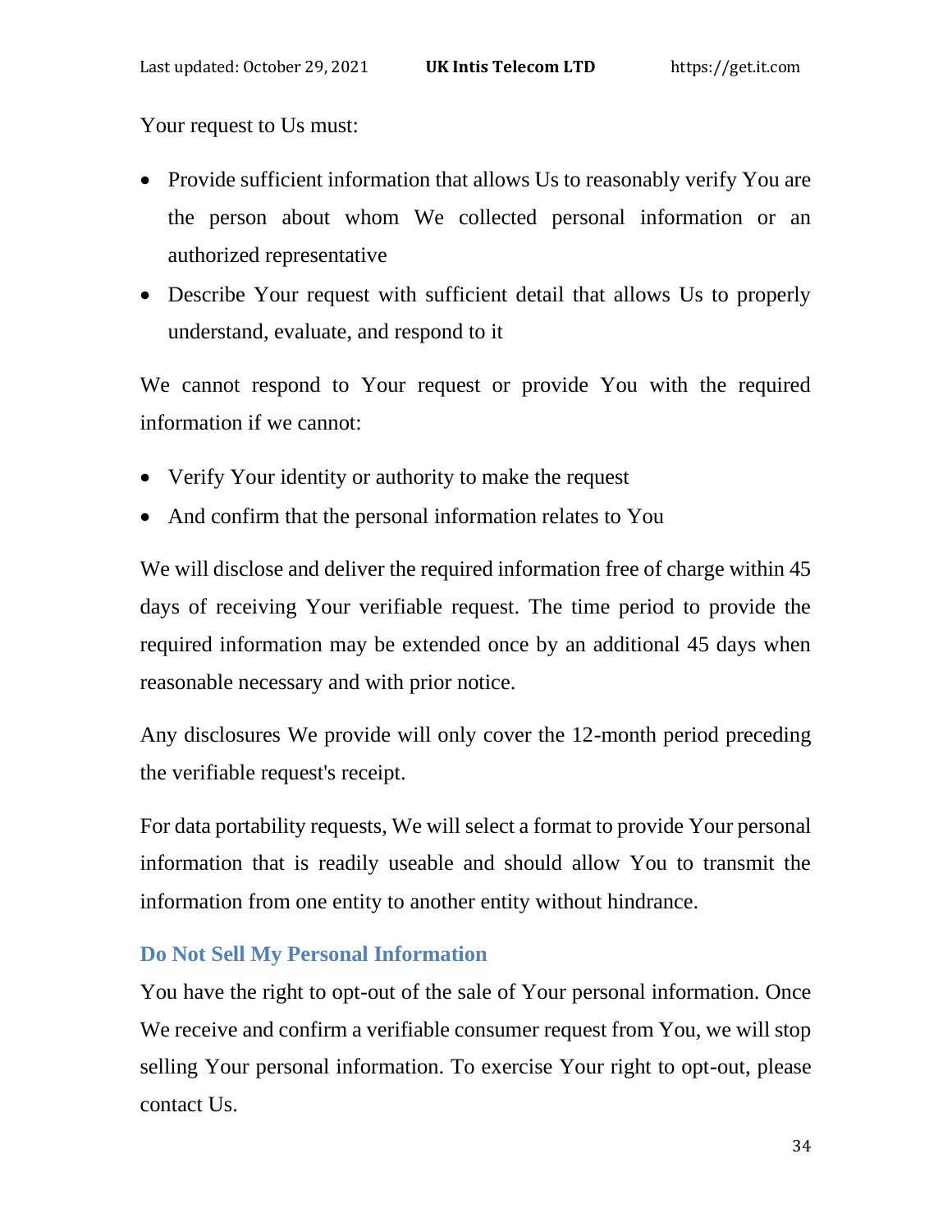Your request to Us must:

- Provide sufficient information that allows Us to reasonably verify You are the person about whom We collected personal information or an authorized representative
- Describe Your request with sufficient detail that allows Us to properly understand, evaluate, and respond to it

We cannot respond to Your request or provide You with the required information if we cannot:

- Verify Your identity or authority to make the request
- And confirm that the personal information relates to You

We will disclose and deliver the required information free of charge within 45 days of receiving Your verifiable request. The time period to provide the required information may be extended once by an additional 45 days when reasonable necessary and with prior notice.

Any disclosures We provide will only cover the 12-month period preceding the verifiable request's receipt.

For data portability requests, We will select a format to provide Your personal information that is readily useable and should allow You to transmit the information from one entity to another entity without hindrance.

### Do Not Sell My Personal Information

You have the right to opt-out of the sale of Your personal information. Once We receive and confirm a verifiable consumer request from You, we will stop selling Your personal information. To exercise Your right to opt-out, please contact Us.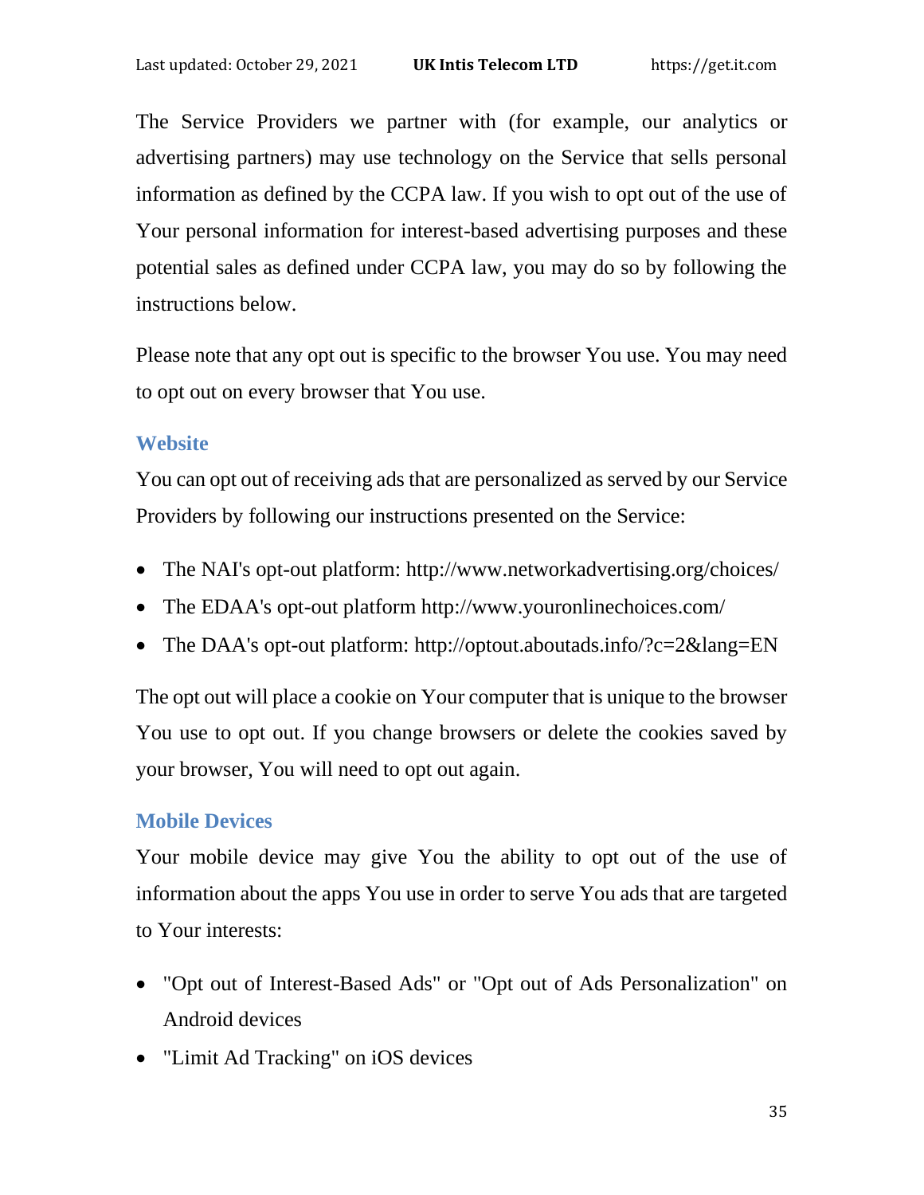The Service Providers we partner with (for example, our analytics or advertising partners) may use technology on the Service that sells personal information as defined by the CCPA law. If you wish to opt out of the use of Your personal information for interest-based advertising purposes and these potential sales as defined under CCPA law, you may do so by following the instructions below.

Please note that any opt out is specific to the browser You use. You may need to opt out on every browser that You use.

### Website

You can opt out of receiving ads that are personalized as served by our Service Providers by following our instructions presented on the Service:

- The NAI's opt-out platform: http://www.networkadvertising.org/choices/
- The EDAA's opt-out platform http://www.youronlinechoices.com/
- The DAA's opt-out platform: http://optout.aboutads.info/?c=2&lang=EN

The opt out will place a cookie on Your computer that is unique to the browser You use to opt out. If you change browsers or delete the cookies saved by your browser, You will need to opt out again.

### Mobile Devices

Your mobile device may give You the ability to opt out of the use of information about the apps You use in order to serve You ads that are targeted to Your interests:

- "Opt out of Interest-Based Ads" or "Opt out of Ads Personalization" on Android devices
- "Limit Ad Tracking" on iOS devices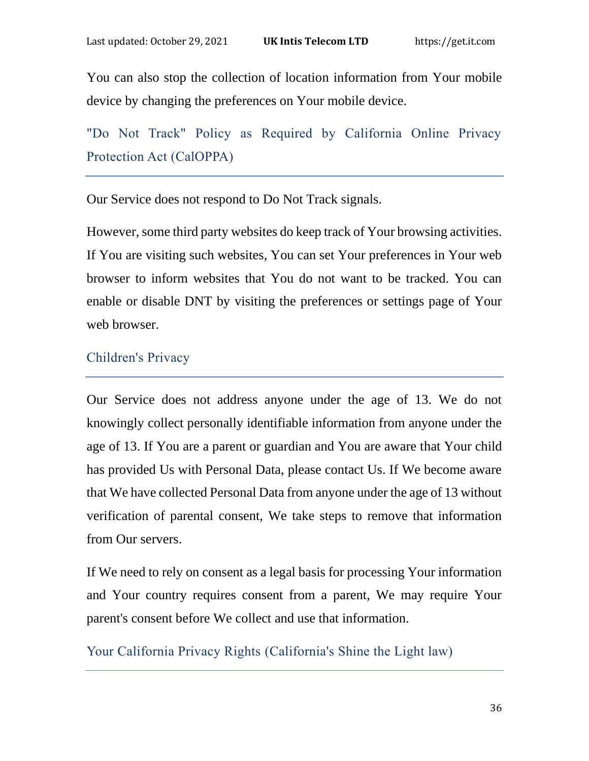You can also stop the collection of location information from Your mobile device by changing the preferences on Your mobile device.

## "Do Not Track" Policy as Required by California Online Privacy Protection Act (CalOPPA)

Our Service does not respond to Do Not Track signals.

However, some third party websites do keep track of Your browsing activities. If You are visiting such websites, You can set Your preferences in Your web browser to inform websites that You do not want to be tracked. You can enable or disable DNT by visiting the preferences or settings page of Your web browser.

## Children's Privacy

Our Service does not address anyone under the age of 13. We do not knowingly collect personally identifiable information from anyone under the age of 13. If You are a parent or guardian and You are aware that Your child has provided Us with Personal Data, please contact Us. If We become aware that We have collected Personal Data from anyone under the age of 13 without verification of parental consent, We take steps to remove that information from Our servers.

If We need to rely on consent as a legal basis for processing Your information and Your country requires consent from a parent, We may require Your parent's consent before We collect and use that information.

## Your California Privacy Rights (California's Shine the Light law)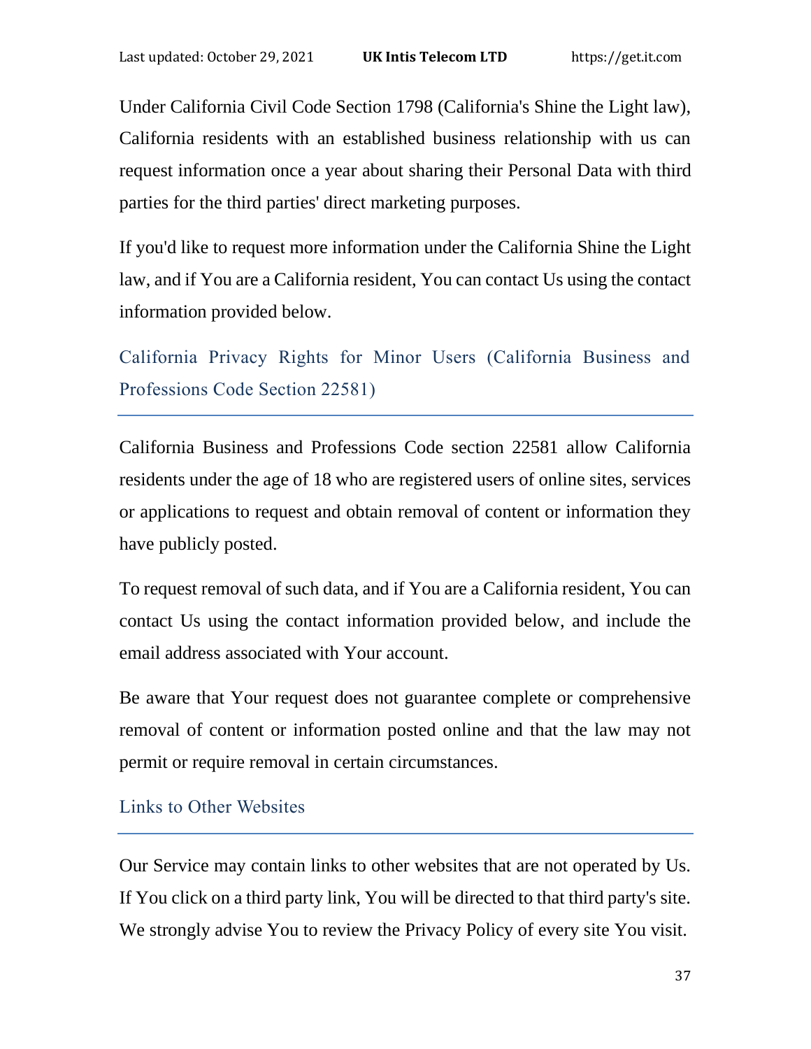Under California Civil Code Section 1798 (California's Shine the Light law), California residents with an established business relationship with us can request information once a year about sharing their Personal Data with third parties for the third parties' direct marketing purposes.

If you'd like to request more information under the California Shine the Light law, and if You are a California resident, You can contact Us using the contact information provided below.

## California Privacy Rights for Minor Users (California Business and Professions Code Section 22581)

California Business and Professions Code section 22581 allow California residents under the age of 18 who are registered users of online sites, services or applications to request and obtain removal of content or information they have publicly posted.

To request removal of such data, and if You are a California resident, You can contact Us using the contact information provided below, and include the email address associated with Your account.

Be aware that Your request does not guarantee complete or comprehensive removal of content or information posted online and that the law may not permit or require removal in certain circumstances.

## Links to Other Websites

Our Service may contain links to other websites that are not operated by Us. If You click on a third party link, You will be directed to that third party's site. We strongly advise You to review the Privacy Policy of every site You visit.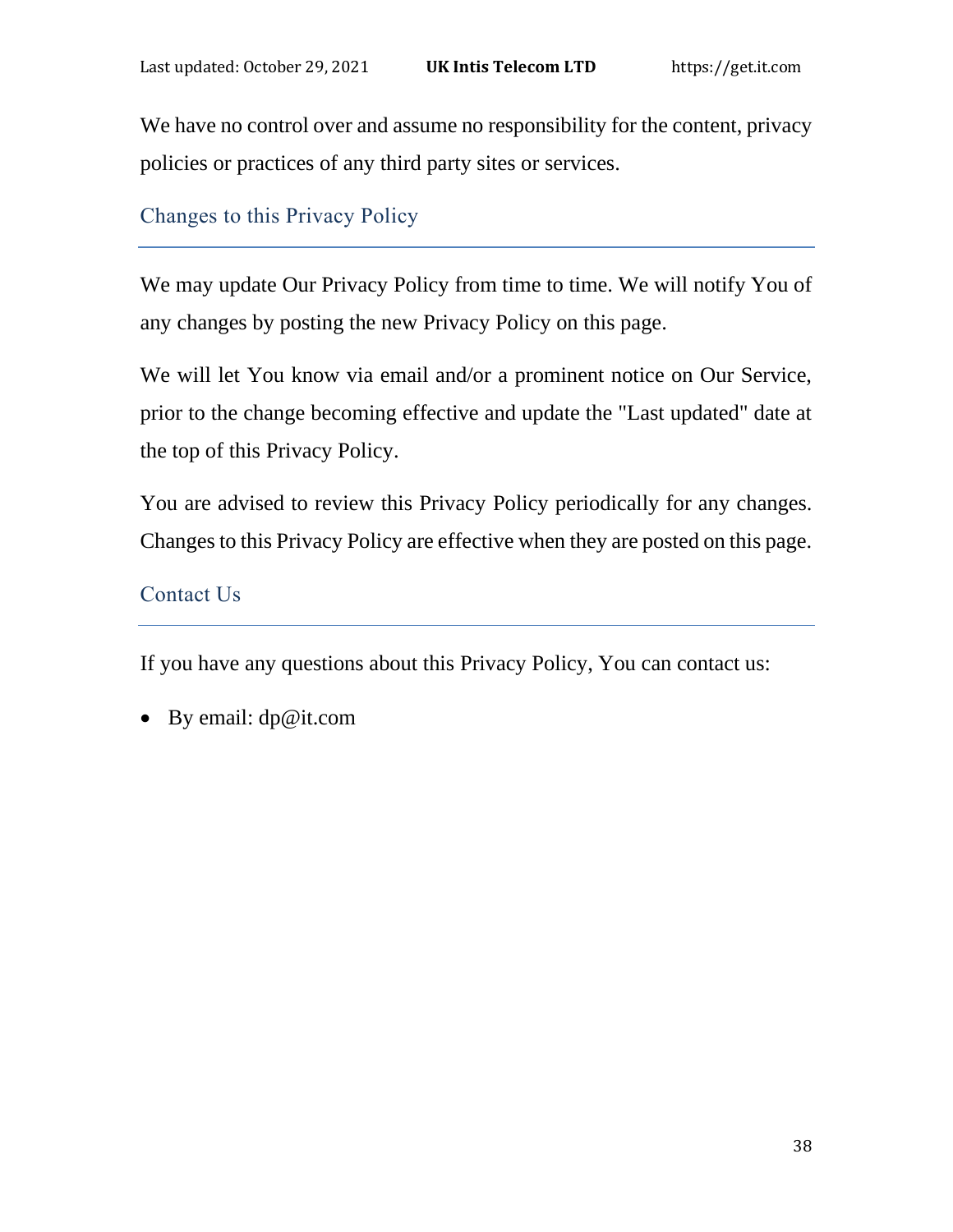We have no control over and assume no responsibility for the content, privacy policies or practices of any third party sites or services.

## Changes to this Privacy Policy

We may update Our Privacy Policy from time to time. We will notify You of any changes by posting the new Privacy Policy on this page.

We will let You know via email and/or a prominent notice on Our Service, prior to the change becoming effective and update the "Last updated" date at the top of this Privacy Policy.

You are advised to review this Privacy Policy periodically for any changes. Changes to this Privacy Policy are effective when they are posted on this page.

## Contact Us

If you have any questions about this Privacy Policy, You can contact us:

- By email: dp@it.com